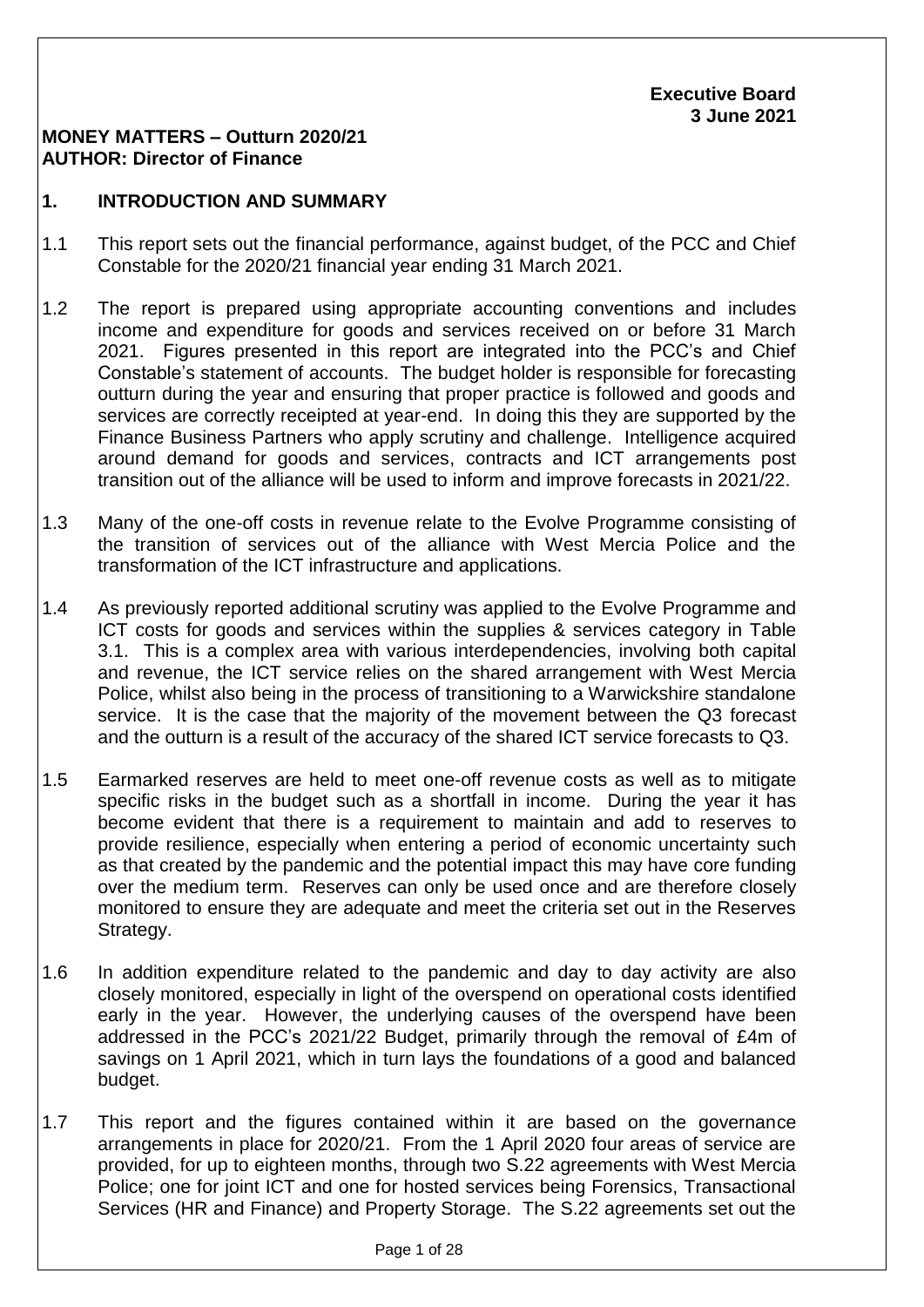**Executive Board**
**3 June 2021**

**MONEY MATTERS – Outturn 2020/21**
**AUTHOR: Director of Finance**

## 1. INTRODUCTION AND SUMMARY

1.1 This report sets out the financial performance, against budget, of the PCC and Chief Constable for the 2020/21 financial year ending 31 March 2021.

1.2 The report is prepared using appropriate accounting conventions and includes income and expenditure for goods and services received on or before 31 March 2021. Figures presented in this report are integrated into the PCC's and Chief Constable's statement of accounts. The budget holder is responsible for forecasting outturn during the year and ensuring that proper practice is followed and goods and services are correctly receipted at year-end. In doing this they are supported by the Finance Business Partners who apply scrutiny and challenge. Intelligence acquired around demand for goods and services, contracts and ICT arrangements post transition out of the alliance will be used to inform and improve forecasts in 2021/22.

1.3 Many of the one-off costs in revenue relate to the Evolve Programme consisting of the transition of services out of the alliance with West Mercia Police and the transformation of the ICT infrastructure and applications.

1.4 As previously reported additional scrutiny was applied to the Evolve Programme and ICT costs for goods and services within the supplies & services category in Table 3.1. This is a complex area with various interdependencies, involving both capital and revenue, the ICT service relies on the shared arrangement with West Mercia Police, whilst also being in the process of transitioning to a Warwickshire standalone service. It is the case that the majority of the movement between the Q3 forecast and the outturn is a result of the accuracy of the shared ICT service forecasts to Q3.

1.5 Earmarked reserves are held to meet one-off revenue costs as well as to mitigate specific risks in the budget such as a shortfall in income. During the year it has become evident that there is a requirement to maintain and add to reserves to provide resilience, especially when entering a period of economic uncertainty such as that created by the pandemic and the potential impact this may have core funding over the medium term. Reserves can only be used once and are therefore closely monitored to ensure they are adequate and meet the criteria set out in the Reserves Strategy.

1.6 In addition expenditure related to the pandemic and day to day activity are also closely monitored, especially in light of the overspend on operational costs identified early in the year. However, the underlying causes of the overspend have been addressed in the PCC's 2021/22 Budget, primarily through the removal of £4m of savings on 1 April 2021, which in turn lays the foundations of a good and balanced budget.

1.7 This report and the figures contained within it are based on the governance arrangements in place for 2020/21. From the 1 April 2020 four areas of service are provided, for up to eighteen months, through two S.22 agreements with West Mercia Police; one for joint ICT and one for hosted services being Forensics, Transactional Services (HR and Finance) and Property Storage. The S.22 agreements set out the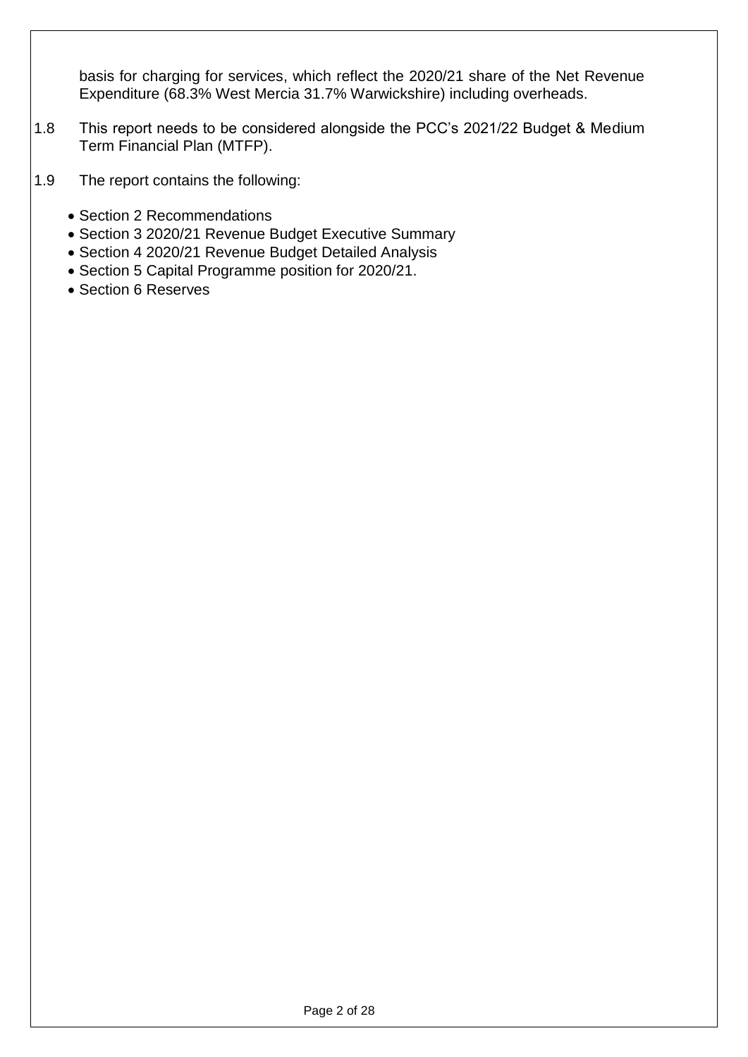basis for charging for services, which reflect the 2020/21 share of the Net Revenue Expenditure (68.3% West Mercia 31.7% Warwickshire) including overheads.

1.8 This report needs to be considered alongside the PCC's 2021/22 Budget & Medium Term Financial Plan (MTFP).

1.9 The report contains the following:

- Section 2 Recommendations
- Section 3 2020/21 Revenue Budget Executive Summary
- Section 4 2020/21 Revenue Budget Detailed Analysis
- Section 5 Capital Programme position for 2020/21.
- Section 6 Reserves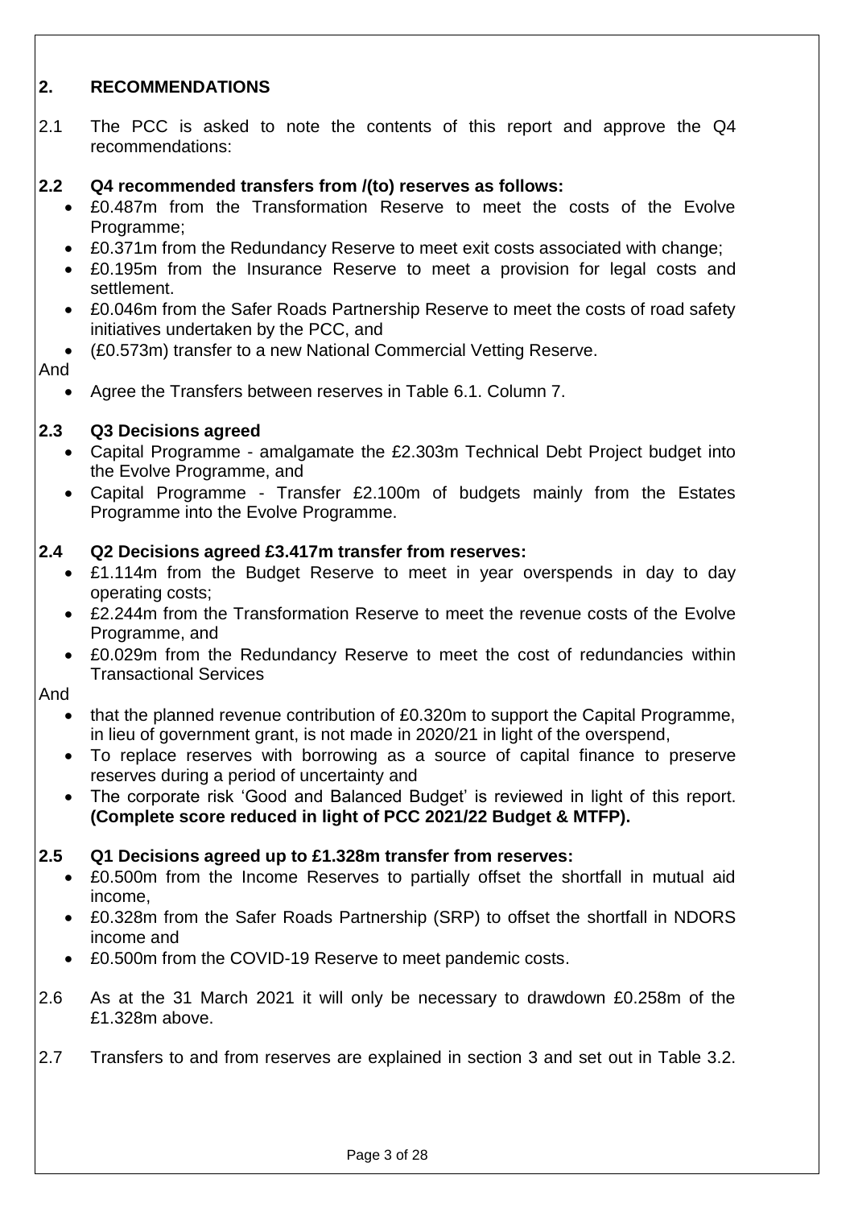## 2. RECOMMENDATIONS

2.1 The PCC is asked to note the contents of this report and approve the Q4 recommendations:

**2.2 Q4 recommended transfers from /(to) reserves as follows:**

- £0.487m from the Transformation Reserve to meet the costs of the Evolve Programme;
- £0.371m from the Redundancy Reserve to meet exit costs associated with change;
- £0.195m from the Insurance Reserve to meet a provision for legal costs and settlement.
- £0.046m from the Safer Roads Partnership Reserve to meet the costs of road safety initiatives undertaken by the PCC, and
- (£0.573m) transfer to a new National Commercial Vetting Reserve.

And

- Agree the Transfers between reserves in Table 6.1. Column 7.

**2.3 Q3 Decisions agreed**

- Capital Programme - amalgamate the £2.303m Technical Debt Project budget into the Evolve Programme, and
- Capital Programme - Transfer £2.100m of budgets mainly from the Estates Programme into the Evolve Programme.

**2.4 Q2 Decisions agreed £3.417m transfer from reserves:**

- £1.114m from the Budget Reserve to meet in year overspends in day to day operating costs;
- £2.244m from the Transformation Reserve to meet the revenue costs of the Evolve Programme, and
- £0.029m from the Redundancy Reserve to meet the cost of redundancies within Transactional Services

And

- that the planned revenue contribution of £0.320m to support the Capital Programme, in lieu of government grant, is not made in 2020/21 in light of the overspend,
- To replace reserves with borrowing as a source of capital finance to preserve reserves during a period of uncertainty and
- The corporate risk 'Good and Balanced Budget' is reviewed in light of this report. **(Complete score reduced in light of PCC 2021/22 Budget & MTFP).**

**2.5 Q1 Decisions agreed up to £1.328m transfer from reserves:**

- £0.500m from the Income Reserves to partially offset the shortfall in mutual aid income,
- £0.328m from the Safer Roads Partnership (SRP) to offset the shortfall in NDORS income and
- £0.500m from the COVID-19 Reserve to meet pandemic costs.

2.6 As at the 31 March 2021 it will only be necessary to drawdown £0.258m of the £1.328m above.

2.7 Transfers to and from reserves are explained in section 3 and set out in Table 3.2.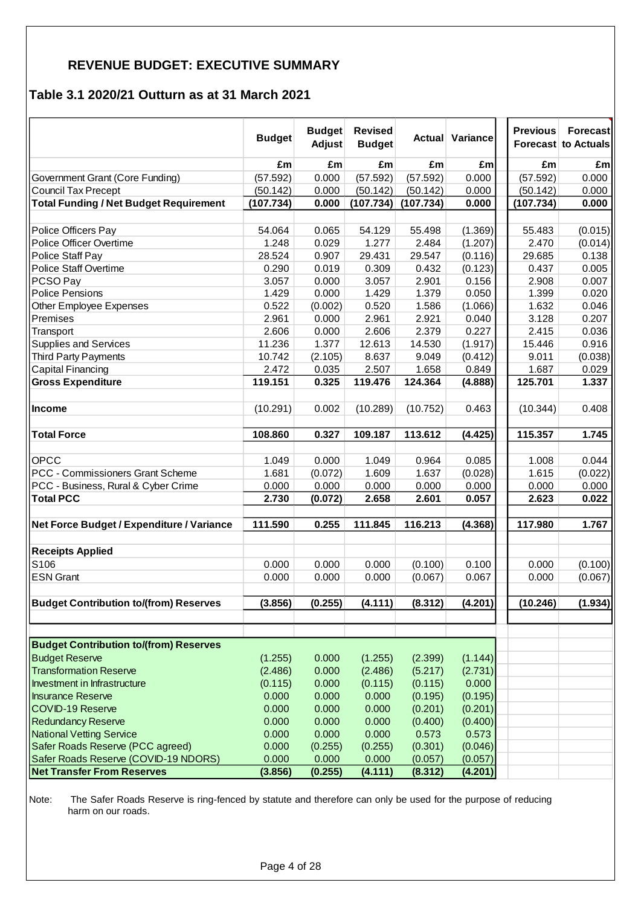## REVENUE BUDGET: EXECUTIVE SUMMARY

### Table 3.1 2020/21 Outturn as at 31 March 2021

| | Budget | Budget Adjust | Revised Budget | Actual | Variance | Previous Forecast | Forecast to Actuals |
|---|---|---|---|---|---|---|---|
| | £m | £m | £m | £m | £m | £m | £m |
| Government Grant (Core Funding) | (57.592) | 0.000 | (57.592) | (57.592) | 0.000 | (57.592) | 0.000 |
| Council Tax Precept | (50.142) | 0.000 | (50.142) | (50.142) | 0.000 | (50.142) | 0.000 |
| **Total Funding / Net Budget Requirement** | **(107.734)** | **0.000** | **(107.734)** | **(107.734)** | **0.000** | **(107.734)** | **0.000** |
| Police Officers Pay | 54.064 | 0.065 | 54.129 | 55.498 | (1.369) | 55.483 | (0.015) |
| Police Officer Overtime | 1.248 | 0.029 | 1.277 | 2.484 | (1.207) | 2.470 | (0.014) |
| Police Staff Pay | 28.524 | 0.907 | 29.431 | 29.547 | (0.116) | 29.685 | 0.138 |
| Police Staff Overtime | 0.290 | 0.019 | 0.309 | 0.432 | (0.123) | 0.437 | 0.005 |
| PCSO Pay | 3.057 | 0.000 | 3.057 | 2.901 | 0.156 | 2.908 | 0.007 |
| Police Pensions | 1.429 | 0.000 | 1.429 | 1.379 | 0.050 | 1.399 | 0.020 |
| Other Employee Expenses | 0.522 | (0.002) | 0.520 | 1.586 | (1.066) | 1.632 | 0.046 |
| Premises | 2.961 | 0.000 | 2.961 | 2.921 | 0.040 | 3.128 | 0.207 |
| Transport | 2.606 | 0.000 | 2.606 | 2.379 | 0.227 | 2.415 | 0.036 |
| Supplies and Services | 11.236 | 1.377 | 12.613 | 14.530 | (1.917) | 15.446 | 0.916 |
| Third Party Payments | 10.742 | (2.105) | 8.637 | 9.049 | (0.412) | 9.011 | (0.038) |
| Capital Financing | 2.472 | 0.035 | 2.507 | 1.658 | 0.849 | 1.687 | 0.029 |
| **Gross Expenditure** | **119.151** | **0.325** | **119.476** | **124.364** | **(4.888)** | **125.701** | **1.337** |
| **Income** | (10.291) | 0.002 | (10.289) | (10.752) | 0.463 | (10.344) | 0.408 |
| **Total Force** | **108.860** | **0.327** | **109.187** | **113.612** | **(4.425)** | **115.357** | **1.745** |
| OPCC | 1.049 | 0.000 | 1.049 | 0.964 | 0.085 | 1.008 | 0.044 |
| PCC - Commissioners Grant Scheme | 1.681 | (0.072) | 1.609 | 1.637 | (0.028) | 1.615 | (0.022) |
| PCC - Business, Rural & Cyber Crime | 0.000 | 0.000 | 0.000 | 0.000 | 0.000 | 0.000 | 0.000 |
| **Total PCC** | **2.730** | **(0.072)** | **2.658** | **2.601** | **0.057** | **2.623** | **0.022** |
| **Net Force Budget / Expenditure / Variance** | **111.590** | **0.255** | **111.845** | **116.213** | **(4.368)** | **117.980** | **1.767** |
| **Receipts Applied** | | | | | | | |
| S106 | 0.000 | 0.000 | 0.000 | (0.100) | 0.100 | 0.000 | (0.100) |
| ESN Grant | 0.000 | 0.000 | 0.000 | (0.067) | 0.067 | 0.000 | (0.067) |
| **Budget Contribution to/(from) Reserves** | **(3.856)** | **(0.255)** | **(4.111)** | **(8.312)** | **(4.201)** | **(10.246)** | **(1.934)** |

| **Budget Contribution to/(from) Reserves** | | | | | |
|---|---|---|---|---|---|
| Budget Reserve | (1.255) | 0.000 | (1.255) | (2.399) | (1.144) |
| Transformation Reserve | (2.486) | 0.000 | (2.486) | (5.217) | (2.731) |
| Investment in Infrastructure | (0.115) | 0.000 | (0.115) | (0.115) | 0.000 |
| Insurance Reserve | 0.000 | 0.000 | 0.000 | (0.195) | (0.195) |
| COVID-19 Reserve | 0.000 | 0.000 | 0.000 | (0.201) | (0.201) |
| Redundancy Reserve | 0.000 | 0.000 | 0.000 | (0.400) | (0.400) |
| National Vetting Service | 0.000 | 0.000 | 0.000 | 0.573 | 0.573 |
| Safer Roads Reserve (PCC agreed) | 0.000 | (0.255) | (0.255) | (0.301) | (0.046) |
| Safer Roads Reserve (COVID-19 NDORS) | 0.000 | 0.000 | 0.000 | (0.057) | (0.057) |
| **Net Transfer From Reserves** | **(3.856)** | **(0.255)** | **(4.111)** | **(8.312)** | **(4.201)** |

Note: The Safer Roads Reserve is ring-fenced by statute and therefore can only be used for the purpose of reducing harm on our roads.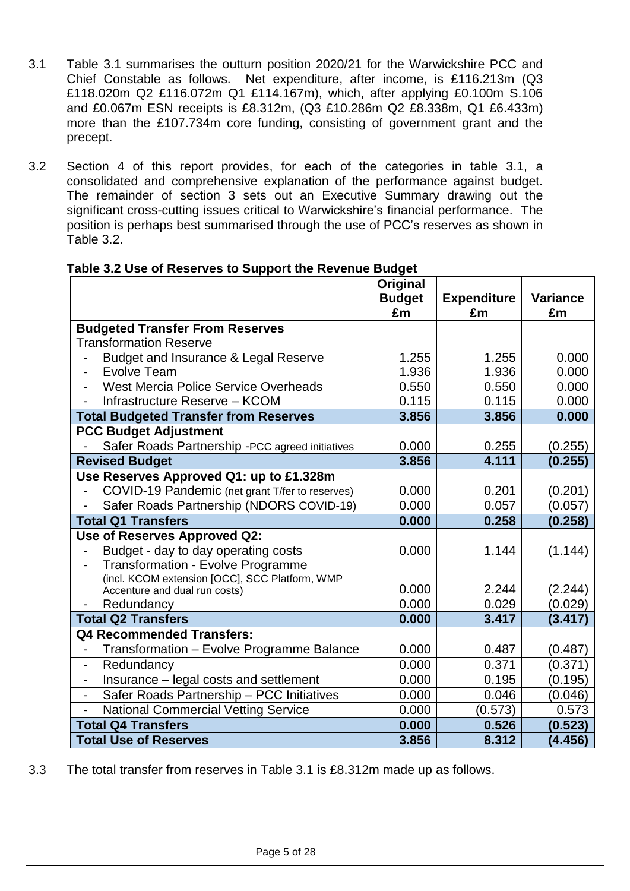3.1 Table 3.1 summarises the outturn position 2020/21 for the Warwickshire PCC and Chief Constable as follows. Net expenditure, after income, is £116.213m (Q3 £118.020m Q2 £116.072m Q1 £114.167m), which, after applying £0.100m S.106 and £0.067m ESN receipts is £8.312m, (Q3 £10.286m Q2 £8.338m, Q1 £6.433m) more than the £107.734m core funding, consisting of government grant and the precept.

3.2 Section 4 of this report provides, for each of the categories in table 3.1, a consolidated and comprehensive explanation of the performance against budget. The remainder of section 3 sets out an Executive Summary drawing out the significant cross-cutting issues critical to Warwickshire's financial performance. The position is perhaps best summarised through the use of PCC's reserves as shown in Table 3.2.

**Table 3.2 Use of Reserves to Support the Revenue Budget**

| | Original Budget £m | Expenditure £m | Variance £m |
|---|---|---|---|
| **Budgeted Transfer From Reserves** | | | |
| Transformation Reserve | | | |
| - Budget and Insurance & Legal Reserve | 1.255 | 1.255 | 0.000 |
| - Evolve Team | 1.936 | 1.936 | 0.000 |
| - West Mercia Police Service Overheads | 0.550 | 0.550 | 0.000 |
| - Infrastructure Reserve – KCOM | 0.115 | 0.115 | 0.000 |
| **Total Budgeted Transfer from Reserves** | **3.856** | **3.856** | **0.000** |
| **PCC Budget Adjustment** | | | |
| - Safer Roads Partnership -PCC agreed initiatives | 0.000 | 0.255 | (0.255) |
| **Revised Budget** | **3.856** | **4.111** | **(0.255)** |
| **Use Reserves Approved Q1: up to £1.328m** | | | |
| - COVID-19 Pandemic (net grant T/fer to reserves) | 0.000 | 0.201 | (0.201) |
| - Safer Roads Partnership (NDORS COVID-19) | 0.000 | 0.057 | (0.057) |
| **Total Q1 Transfers** | **0.000** | **0.258** | **(0.258)** |
| **Use of Reserves Approved Q2:** | | | |
| - Budget - day to day operating costs | 0.000 | 1.144 | (1.144) |
| - Transformation - Evolve Programme (incl. KCOM extension [OCC], SCC Platform, WMP Accenture and dual run costs) | 0.000 | 2.244 | (2.244) |
| - Redundancy | 0.000 | 0.029 | (0.029) |
| **Total Q2 Transfers** | **0.000** | **3.417** | **(3.417)** |
| **Q4 Recommended Transfers:** | | | |
| - Transformation – Evolve Programme Balance | 0.000 | 0.487 | (0.487) |
| - Redundancy | 0.000 | 0.371 | (0.371) |
| - Insurance – legal costs and settlement | 0.000 | 0.195 | (0.195) |
| - Safer Roads Partnership – PCC Initiatives | 0.000 | 0.046 | (0.046) |
| - National Commercial Vetting Service | 0.000 | (0.573) | 0.573 |
| **Total Q4 Transfers** | **0.000** | **0.526** | **(0.523)** |
| **Total Use of Reserves** | **3.856** | **8.312** | **(4.456)** |

3.3 The total transfer from reserves in Table 3.1 is £8.312m made up as follows.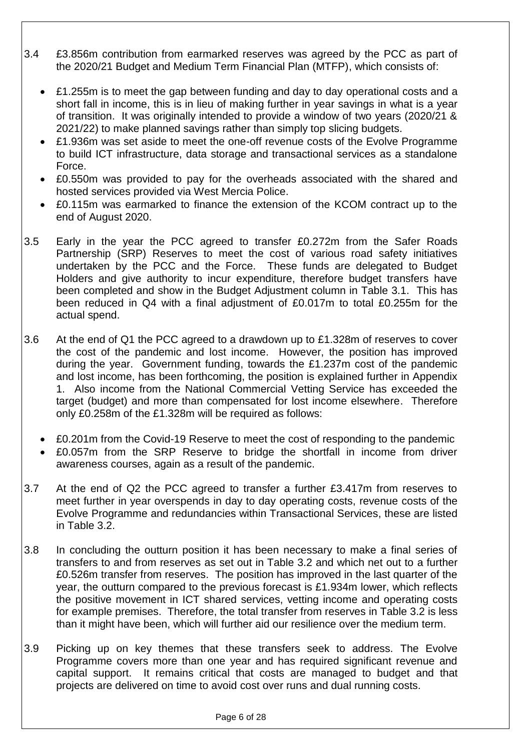3.4 £3.856m contribution from earmarked reserves was agreed by the PCC as part of the 2020/21 Budget and Medium Term Financial Plan (MTFP), which consists of:

- £1.255m is to meet the gap between funding and day to day operational costs and a short fall in income, this is in lieu of making further in year savings in what is a year of transition. It was originally intended to provide a window of two years (2020/21 & 2021/22) to make planned savings rather than simply top slicing budgets.
- £1.936m was set aside to meet the one-off revenue costs of the Evolve Programme to build ICT infrastructure, data storage and transactional services as a standalone Force.
- £0.550m was provided to pay for the overheads associated with the shared and hosted services provided via West Mercia Police.
- £0.115m was earmarked to finance the extension of the KCOM contract up to the end of August 2020.

3.5 Early in the year the PCC agreed to transfer £0.272m from the Safer Roads Partnership (SRP) Reserves to meet the cost of various road safety initiatives undertaken by the PCC and the Force. These funds are delegated to Budget Holders and give authority to incur expenditure, therefore budget transfers have been completed and show in the Budget Adjustment column in Table 3.1. This has been reduced in Q4 with a final adjustment of £0.017m to total £0.255m for the actual spend.

3.6 At the end of Q1 the PCC agreed to a drawdown up to £1.328m of reserves to cover the cost of the pandemic and lost income. However, the position has improved during the year. Government funding, towards the £1.237m cost of the pandemic and lost income, has been forthcoming, the position is explained further in Appendix 1. Also income from the National Commercial Vetting Service has exceeded the target (budget) and more than compensated for lost income elsewhere. Therefore only £0.258m of the £1.328m will be required as follows:

- £0.201m from the Covid-19 Reserve to meet the cost of responding to the pandemic
- £0.057m from the SRP Reserve to bridge the shortfall in income from driver awareness courses, again as a result of the pandemic.

3.7 At the end of Q2 the PCC agreed to transfer a further £3.417m from reserves to meet further in year overspends in day to day operating costs, revenue costs of the Evolve Programme and redundancies within Transactional Services, these are listed in Table 3.2.

3.8 In concluding the outturn position it has been necessary to make a final series of transfers to and from reserves as set out in Table 3.2 and which net out to a further £0.526m transfer from reserves. The position has improved in the last quarter of the year, the outturn compared to the previous forecast is £1.934m lower, which reflects the positive movement in ICT shared services, vetting income and operating costs for example premises. Therefore, the total transfer from reserves in Table 3.2 is less than it might have been, which will further aid our resilience over the medium term.

3.9 Picking up on key themes that these transfers seek to address. The Evolve Programme covers more than one year and has required significant revenue and capital support. It remains critical that costs are managed to budget and that projects are delivered on time to avoid cost over runs and dual running costs.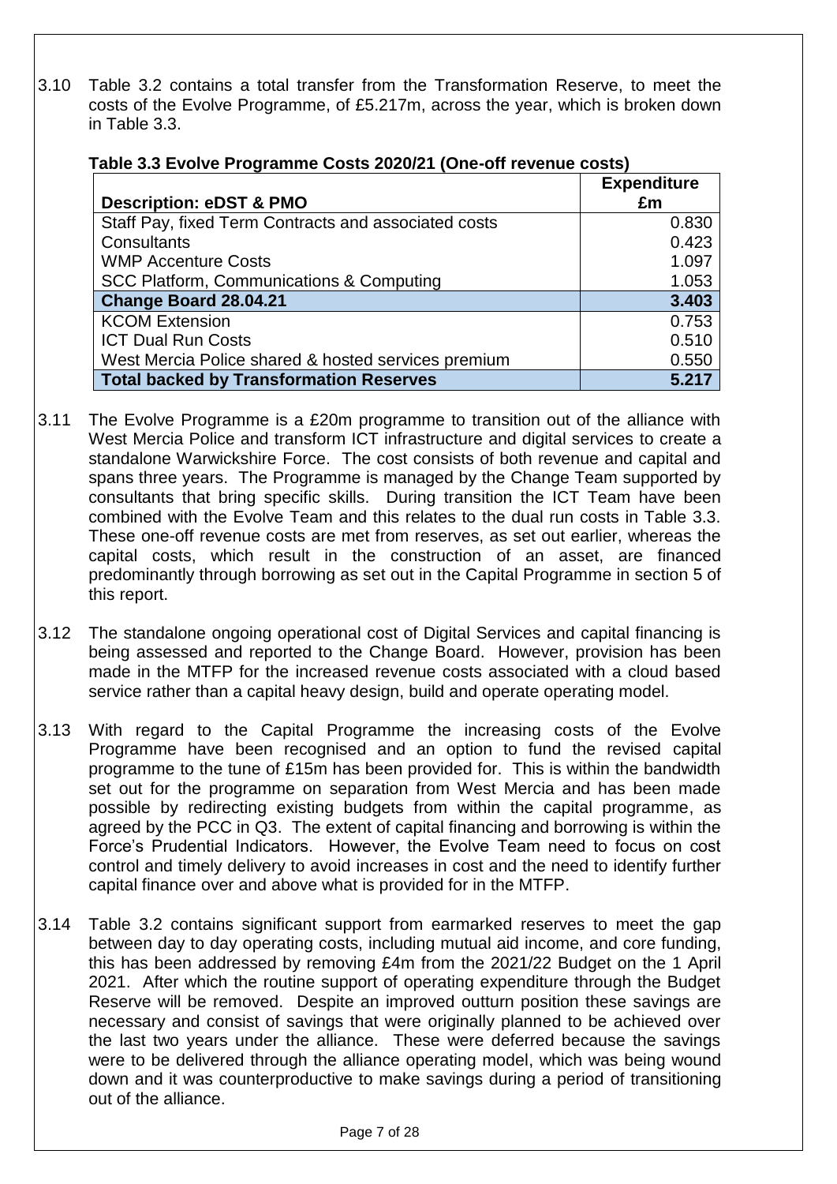3.10 Table 3.2 contains a total transfer from the Transformation Reserve, to meet the costs of the Evolve Programme, of £5.217m, across the year, which is broken down in Table 3.3.

**Table 3.3 Evolve Programme Costs 2020/21 (One-off revenue costs)**

| **Description: eDST & PMO** | **Expenditure £m** |
|---|---:|
| Staff Pay, fixed Term Contracts and associated costs | 0.830 |
| Consultants | 0.423 |
| WMP Accenture Costs | 1.097 |
| SCC Platform, Communications & Computing | 1.053 |
| **Change Board 28.04.21** | **3.403** |
| KCOM Extension | 0.753 |
| ICT Dual Run Costs | 0.510 |
| West Mercia Police shared & hosted services premium | 0.550 |
| **Total backed by Transformation Reserves** | **5.217** |

3.11 The Evolve Programme is a £20m programme to transition out of the alliance with West Mercia Police and transform ICT infrastructure and digital services to create a standalone Warwickshire Force. The cost consists of both revenue and capital and spans three years. The Programme is managed by the Change Team supported by consultants that bring specific skills. During transition the ICT Team have been combined with the Evolve Team and this relates to the dual run costs in Table 3.3. These one-off revenue costs are met from reserves, as set out earlier, whereas the capital costs, which result in the construction of an asset, are financed predominantly through borrowing as set out in the Capital Programme in section 5 of this report.

3.12 The standalone ongoing operational cost of Digital Services and capital financing is being assessed and reported to the Change Board. However, provision has been made in the MTFP for the increased revenue costs associated with a cloud based service rather than a capital heavy design, build and operate operating model.

3.13 With regard to the Capital Programme the increasing costs of the Evolve Programme have been recognised and an option to fund the revised capital programme to the tune of £15m has been provided for. This is within the bandwidth set out for the programme on separation from West Mercia and has been made possible by redirecting existing budgets from within the capital programme, as agreed by the PCC in Q3. The extent of capital financing and borrowing is within the Force's Prudential Indicators. However, the Evolve Team need to focus on cost control and timely delivery to avoid increases in cost and the need to identify further capital finance over and above what is provided for in the MTFP.

3.14 Table 3.2 contains significant support from earmarked reserves to meet the gap between day to day operating costs, including mutual aid income, and core funding, this has been addressed by removing £4m from the 2021/22 Budget on the 1 April 2021. After which the routine support of operating expenditure through the Budget Reserve will be removed. Despite an improved outturn position these savings are necessary and consist of savings that were originally planned to be achieved over the last two years under the alliance. These were deferred because the savings were to be delivered through the alliance operating model, which was being wound down and it was counterproductive to make savings during a period of transitioning out of the alliance.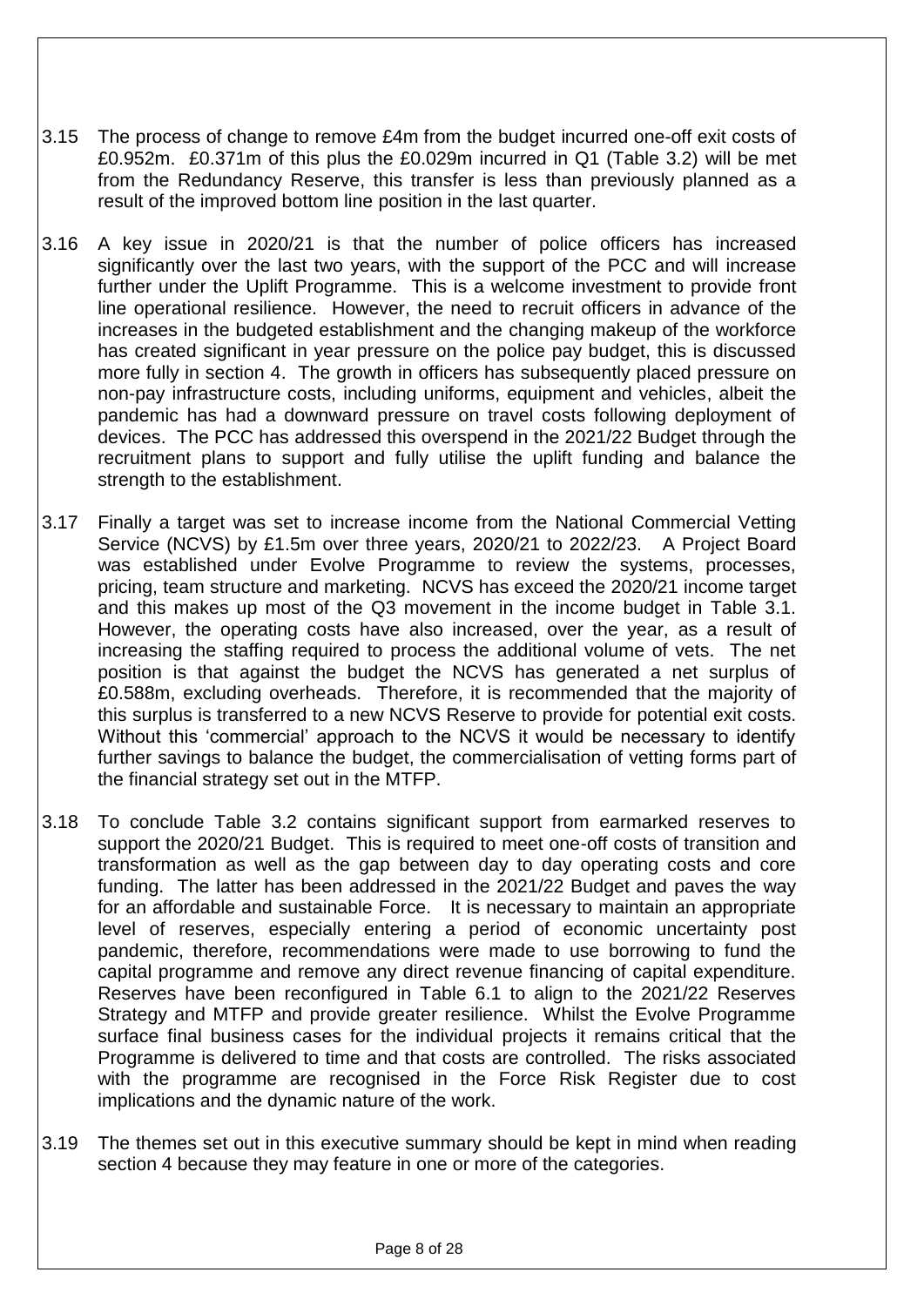3.15 The process of change to remove £4m from the budget incurred one-off exit costs of £0.952m. £0.371m of this plus the £0.029m incurred in Q1 (Table 3.2) will be met from the Redundancy Reserve, this transfer is less than previously planned as a result of the improved bottom line position in the last quarter.

3.16 A key issue in 2020/21 is that the number of police officers has increased significantly over the last two years, with the support of the PCC and will increase further under the Uplift Programme. This is a welcome investment to provide front line operational resilience. However, the need to recruit officers in advance of the increases in the budgeted establishment and the changing makeup of the workforce has created significant in year pressure on the police pay budget, this is discussed more fully in section 4. The growth in officers has subsequently placed pressure on non-pay infrastructure costs, including uniforms, equipment and vehicles, albeit the pandemic has had a downward pressure on travel costs following deployment of devices. The PCC has addressed this overspend in the 2021/22 Budget through the recruitment plans to support and fully utilise the uplift funding and balance the strength to the establishment.

3.17 Finally a target was set to increase income from the National Commercial Vetting Service (NCVS) by £1.5m over three years, 2020/21 to 2022/23. A Project Board was established under Evolve Programme to review the systems, processes, pricing, team structure and marketing. NCVS has exceed the 2020/21 income target and this makes up most of the Q3 movement in the income budget in Table 3.1. However, the operating costs have also increased, over the year, as a result of increasing the staffing required to process the additional volume of vets. The net position is that against the budget the NCVS has generated a net surplus of £0.588m, excluding overheads. Therefore, it is recommended that the majority of this surplus is transferred to a new NCVS Reserve to provide for potential exit costs. Without this 'commercial' approach to the NCVS it would be necessary to identify further savings to balance the budget, the commercialisation of vetting forms part of the financial strategy set out in the MTFP.

3.18 To conclude Table 3.2 contains significant support from earmarked reserves to support the 2020/21 Budget. This is required to meet one-off costs of transition and transformation as well as the gap between day to day operating costs and core funding. The latter has been addressed in the 2021/22 Budget and paves the way for an affordable and sustainable Force. It is necessary to maintain an appropriate level of reserves, especially entering a period of economic uncertainty post pandemic, therefore, recommendations were made to use borrowing to fund the capital programme and remove any direct revenue financing of capital expenditure. Reserves have been reconfigured in Table 6.1 to align to the 2021/22 Reserves Strategy and MTFP and provide greater resilience. Whilst the Evolve Programme surface final business cases for the individual projects it remains critical that the Programme is delivered to time and that costs are controlled. The risks associated with the programme are recognised in the Force Risk Register due to cost implications and the dynamic nature of the work.

3.19 The themes set out in this executive summary should be kept in mind when reading section 4 because they may feature in one or more of the categories.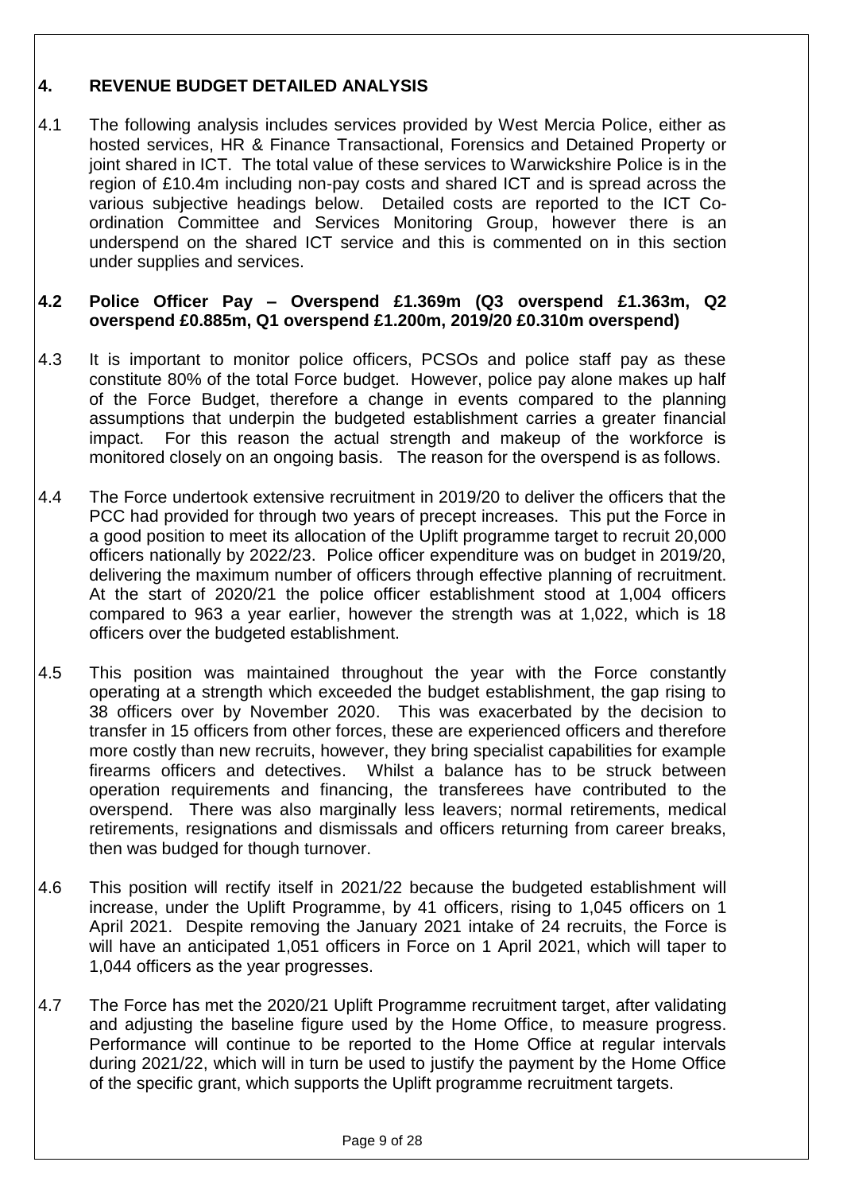## 4. REVENUE BUDGET DETAILED ANALYSIS

4.1 The following analysis includes services provided by West Mercia Police, either as hosted services, HR & Finance Transactional, Forensics and Detained Property or joint shared in ICT. The total value of these services to Warwickshire Police is in the region of £10.4m including non-pay costs and shared ICT and is spread across the various subjective headings below. Detailed costs are reported to the ICT Co-ordination Committee and Services Monitoring Group, however there is an underspend on the shared ICT service and this is commented on in this section under supplies and services.

### 4.2 Police Officer Pay – Overspend £1.369m (Q3 overspend £1.363m, Q2 overspend £0.885m, Q1 overspend £1.200m, 2019/20 £0.310m overspend)

4.3 It is important to monitor police officers, PCSOs and police staff pay as these constitute 80% of the total Force budget. However, police pay alone makes up half of the Force Budget, therefore a change in events compared to the planning assumptions that underpin the budgeted establishment carries a greater financial impact. For this reason the actual strength and makeup of the workforce is monitored closely on an ongoing basis. The reason for the overspend is as follows.

4.4 The Force undertook extensive recruitment in 2019/20 to deliver the officers that the PCC had provided for through two years of precept increases. This put the Force in a good position to meet its allocation of the Uplift programme target to recruit 20,000 officers nationally by 2022/23. Police officer expenditure was on budget in 2019/20, delivering the maximum number of officers through effective planning of recruitment. At the start of 2020/21 the police officer establishment stood at 1,004 officers compared to 963 a year earlier, however the strength was at 1,022, which is 18 officers over the budgeted establishment.

4.5 This position was maintained throughout the year with the Force constantly operating at a strength which exceeded the budget establishment, the gap rising to 38 officers over by November 2020. This was exacerbated by the decision to transfer in 15 officers from other forces, these are experienced officers and therefore more costly than new recruits, however, they bring specialist capabilities for example firearms officers and detectives. Whilst a balance has to be struck between operation requirements and financing, the transferees have contributed to the overspend. There was also marginally less leavers; normal retirements, medical retirements, resignations and dismissals and officers returning from career breaks, then was budged for though turnover.

4.6 This position will rectify itself in 2021/22 because the budgeted establishment will increase, under the Uplift Programme, by 41 officers, rising to 1,045 officers on 1 April 2021. Despite removing the January 2021 intake of 24 recruits, the Force is will have an anticipated 1,051 officers in Force on 1 April 2021, which will taper to 1,044 officers as the year progresses.

4.7 The Force has met the 2020/21 Uplift Programme recruitment target, after validating and adjusting the baseline figure used by the Home Office, to measure progress. Performance will continue to be reported to the Home Office at regular intervals during 2021/22, which will in turn be used to justify the payment by the Home Office of the specific grant, which supports the Uplift programme recruitment targets.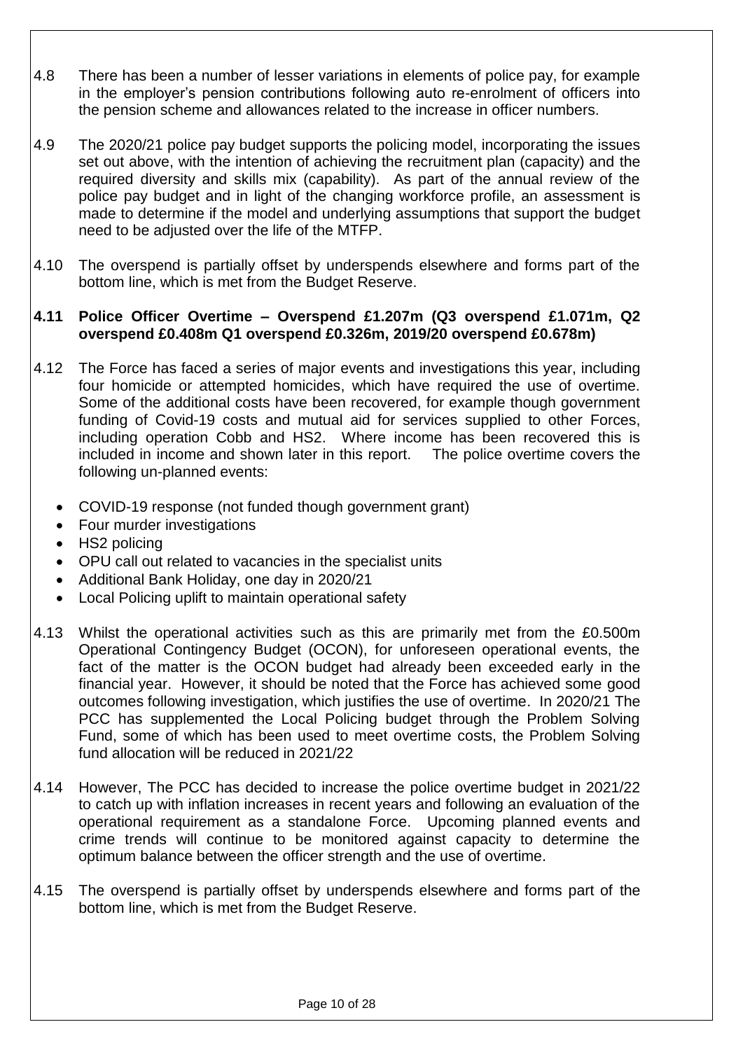4.8 There has been a number of lesser variations in elements of police pay, for example in the employer's pension contributions following auto re-enrolment of officers into the pension scheme and allowances related to the increase in officer numbers.

4.9 The 2020/21 police pay budget supports the policing model, incorporating the issues set out above, with the intention of achieving the recruitment plan (capacity) and the required diversity and skills mix (capability). As part of the annual review of the police pay budget and in light of the changing workforce profile, an assessment is made to determine if the model and underlying assumptions that support the budget need to be adjusted over the life of the MTFP.

4.10 The overspend is partially offset by underspends elsewhere and forms part of the bottom line, which is met from the Budget Reserve.

**4.11 Police Officer Overtime – Overspend £1.207m (Q3 overspend £1.071m, Q2 overspend £0.408m Q1 overspend £0.326m, 2019/20 overspend £0.678m)**

4.12 The Force has faced a series of major events and investigations this year, including four homicide or attempted homicides, which have required the use of overtime. Some of the additional costs have been recovered, for example though government funding of Covid-19 costs and mutual aid for services supplied to other Forces, including operation Cobb and HS2. Where income has been recovered this is included in income and shown later in this report. The police overtime covers the following un-planned events:

- COVID-19 response (not funded though government grant)
- Four murder investigations
- HS2 policing
- OPU call out related to vacancies in the specialist units
- Additional Bank Holiday, one day in 2020/21
- Local Policing uplift to maintain operational safety

4.13 Whilst the operational activities such as this are primarily met from the £0.500m Operational Contingency Budget (OCON), for unforeseen operational events, the fact of the matter is the OCON budget had already been exceeded early in the financial year. However, it should be noted that the Force has achieved some good outcomes following investigation, which justifies the use of overtime. In 2020/21 The PCC has supplemented the Local Policing budget through the Problem Solving Fund, some of which has been used to meet overtime costs, the Problem Solving fund allocation will be reduced in 2021/22

4.14 However, The PCC has decided to increase the police overtime budget in 2021/22 to catch up with inflation increases in recent years and following an evaluation of the operational requirement as a standalone Force. Upcoming planned events and crime trends will continue to be monitored against capacity to determine the optimum balance between the officer strength and the use of overtime.

4.15 The overspend is partially offset by underspends elsewhere and forms part of the bottom line, which is met from the Budget Reserve.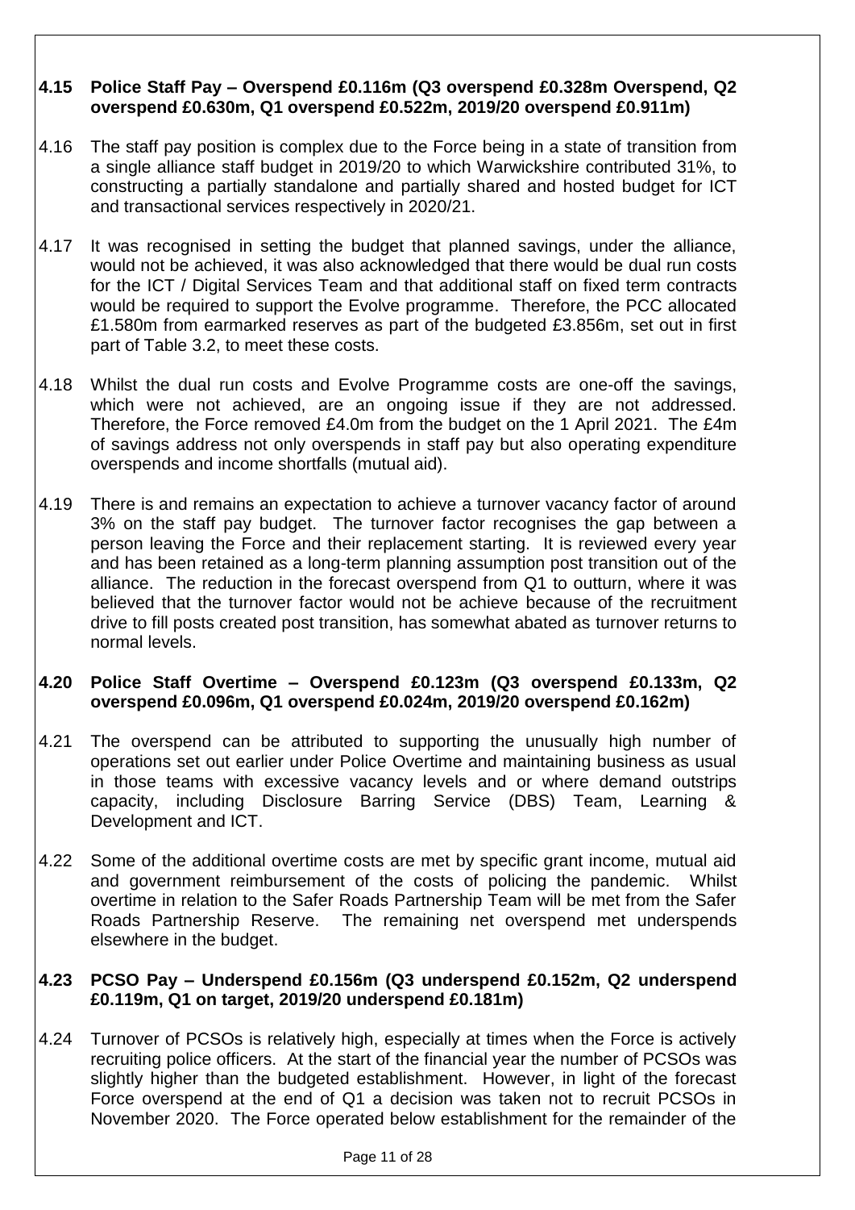**4.15 Police Staff Pay – Overspend £0.116m (Q3 overspend £0.328m Overspend, Q2 overspend £0.630m, Q1 overspend £0.522m, 2019/20 overspend £0.911m)**

4.16 The staff pay position is complex due to the Force being in a state of transition from a single alliance staff budget in 2019/20 to which Warwickshire contributed 31%, to constructing a partially standalone and partially shared and hosted budget for ICT and transactional services respectively in 2020/21.

4.17 It was recognised in setting the budget that planned savings, under the alliance, would not be achieved, it was also acknowledged that there would be dual run costs for the ICT / Digital Services Team and that additional staff on fixed term contracts would be required to support the Evolve programme. Therefore, the PCC allocated £1.580m from earmarked reserves as part of the budgeted £3.856m, set out in first part of Table 3.2, to meet these costs.

4.18 Whilst the dual run costs and Evolve Programme costs are one-off the savings, which were not achieved, are an ongoing issue if they are not addressed. Therefore, the Force removed £4.0m from the budget on the 1 April 2021. The £4m of savings address not only overspends in staff pay but also operating expenditure overspends and income shortfalls (mutual aid).

4.19 There is and remains an expectation to achieve a turnover vacancy factor of around 3% on the staff pay budget. The turnover factor recognises the gap between a person leaving the Force and their replacement starting. It is reviewed every year and has been retained as a long-term planning assumption post transition out of the alliance. The reduction in the forecast overspend from Q1 to outturn, where it was believed that the turnover factor would not be achieve because of the recruitment drive to fill posts created post transition, has somewhat abated as turnover returns to normal levels.

**4.20 Police Staff Overtime – Overspend £0.123m (Q3 overspend £0.133m, Q2 overspend £0.096m, Q1 overspend £0.024m, 2019/20 overspend £0.162m)**

4.21 The overspend can be attributed to supporting the unusually high number of operations set out earlier under Police Overtime and maintaining business as usual in those teams with excessive vacancy levels and or where demand outstrips capacity, including Disclosure Barring Service (DBS) Team, Learning & Development and ICT.

4.22 Some of the additional overtime costs are met by specific grant income, mutual aid and government reimbursement of the costs of policing the pandemic. Whilst overtime in relation to the Safer Roads Partnership Team will be met from the Safer Roads Partnership Reserve. The remaining net overspend met underspends elsewhere in the budget.

**4.23 PCSO Pay – Underspend £0.156m (Q3 underspend £0.152m, Q2 underspend £0.119m, Q1 on target, 2019/20 underspend £0.181m)**

4.24 Turnover of PCSOs is relatively high, especially at times when the Force is actively recruiting police officers. At the start of the financial year the number of PCSOs was slightly higher than the budgeted establishment. However, in light of the forecast Force overspend at the end of Q1 a decision was taken not to recruit PCSOs in November 2020. The Force operated below establishment for the remainder of the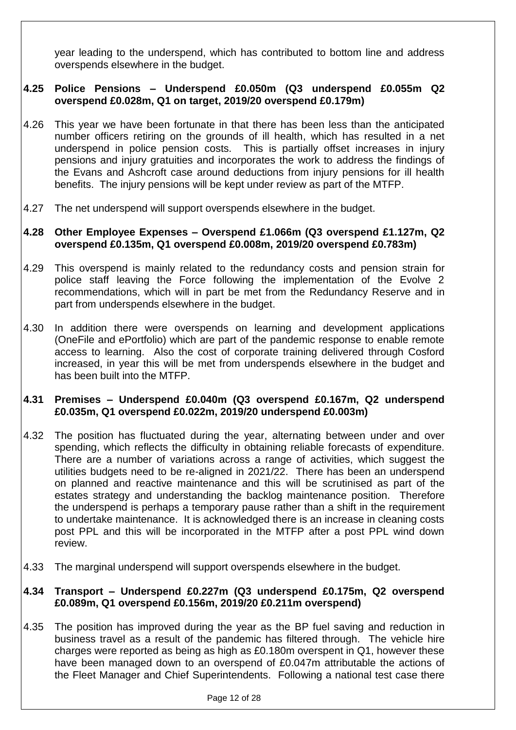year leading to the underspend, which has contributed to bottom line and address overspends elsewhere in the budget.

**4.25 Police Pensions – Underspend £0.050m (Q3 underspend £0.055m Q2 overspend £0.028m, Q1 on target, 2019/20 overspend £0.179m)**

4.26 This year we have been fortunate in that there has been less than the anticipated number officers retiring on the grounds of ill health, which has resulted in a net underspend in police pension costs. This is partially offset increases in injury pensions and injury gratuities and incorporates the work to address the findings of the Evans and Ashcroft case around deductions from injury pensions for ill health benefits. The injury pensions will be kept under review as part of the MTFP.

4.27 The net underspend will support overspends elsewhere in the budget.

**4.28 Other Employee Expenses – Overspend £1.066m (Q3 overspend £1.127m, Q2 overspend £0.135m, Q1 overspend £0.008m, 2019/20 overspend £0.783m)**

4.29 This overspend is mainly related to the redundancy costs and pension strain for police staff leaving the Force following the implementation of the Evolve 2 recommendations, which will in part be met from the Redundancy Reserve and in part from underspends elsewhere in the budget.

4.30 In addition there were overspends on learning and development applications (OneFile and ePortfolio) which are part of the pandemic response to enable remote access to learning. Also the cost of corporate training delivered through Cosford increased, in year this will be met from underspends elsewhere in the budget and has been built into the MTFP.

**4.31 Premises – Underspend £0.040m (Q3 overspend £0.167m, Q2 underspend £0.035m, Q1 overspend £0.022m, 2019/20 underspend £0.003m)**

4.32 The position has fluctuated during the year, alternating between under and over spending, which reflects the difficulty in obtaining reliable forecasts of expenditure. There are a number of variations across a range of activities, which suggest the utilities budgets need to be re-aligned in 2021/22. There has been an underspend on planned and reactive maintenance and this will be scrutinised as part of the estates strategy and understanding the backlog maintenance position. Therefore the underspend is perhaps a temporary pause rather than a shift in the requirement to undertake maintenance. It is acknowledged there is an increase in cleaning costs post PPL and this will be incorporated in the MTFP after a post PPL wind down review.

4.33 The marginal underspend will support overspends elsewhere in the budget.

**4.34 Transport – Underspend £0.227m (Q3 underspend £0.175m, Q2 overspend £0.089m, Q1 overspend £0.156m, 2019/20 £0.211m overspend)**

4.35 The position has improved during the year as the BP fuel saving and reduction in business travel as a result of the pandemic has filtered through. The vehicle hire charges were reported as being as high as £0.180m overspent in Q1, however these have been managed down to an overspend of £0.047m attributable the actions of the Fleet Manager and Chief Superintendents. Following a national test case there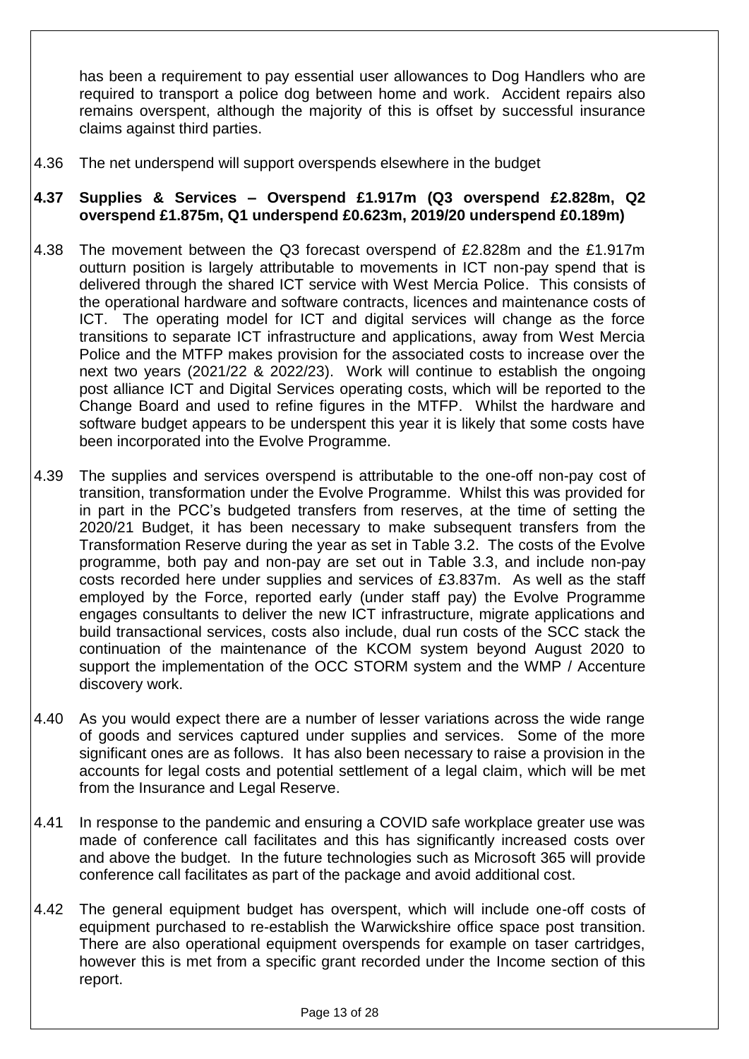has been a requirement to pay essential user allowances to Dog Handlers who are required to transport a police dog between home and work. Accident repairs also remains overspent, although the majority of this is offset by successful insurance claims against third parties.

4.36 The net underspend will support overspends elsewhere in the budget

**4.37 Supplies & Services – Overspend £1.917m (Q3 overspend £2.828m, Q2 overspend £1.875m, Q1 underspend £0.623m, 2019/20 underspend £0.189m)**

4.38 The movement between the Q3 forecast overspend of £2.828m and the £1.917m outturn position is largely attributable to movements in ICT non-pay spend that is delivered through the shared ICT service with West Mercia Police. This consists of the operational hardware and software contracts, licences and maintenance costs of ICT. The operating model for ICT and digital services will change as the force transitions to separate ICT infrastructure and applications, away from West Mercia Police and the MTFP makes provision for the associated costs to increase over the next two years (2021/22 & 2022/23). Work will continue to establish the ongoing post alliance ICT and Digital Services operating costs, which will be reported to the Change Board and used to refine figures in the MTFP. Whilst the hardware and software budget appears to be underspent this year it is likely that some costs have been incorporated into the Evolve Programme.

4.39 The supplies and services overspend is attributable to the one-off non-pay cost of transition, transformation under the Evolve Programme. Whilst this was provided for in part in the PCC's budgeted transfers from reserves, at the time of setting the 2020/21 Budget, it has been necessary to make subsequent transfers from the Transformation Reserve during the year as set in Table 3.2. The costs of the Evolve programme, both pay and non-pay are set out in Table 3.3, and include non-pay costs recorded here under supplies and services of £3.837m. As well as the staff employed by the Force, reported early (under staff pay) the Evolve Programme engages consultants to deliver the new ICT infrastructure, migrate applications and build transactional services, costs also include, dual run costs of the SCC stack the continuation of the maintenance of the KCOM system beyond August 2020 to support the implementation of the OCC STORM system and the WMP / Accenture discovery work.

4.40 As you would expect there are a number of lesser variations across the wide range of goods and services captured under supplies and services. Some of the more significant ones are as follows. It has also been necessary to raise a provision in the accounts for legal costs and potential settlement of a legal claim, which will be met from the Insurance and Legal Reserve.

4.41 In response to the pandemic and ensuring a COVID safe workplace greater use was made of conference call facilitates and this has significantly increased costs over and above the budget. In the future technologies such as Microsoft 365 will provide conference call facilitates as part of the package and avoid additional cost.

4.42 The general equipment budget has overspent, which will include one-off costs of equipment purchased to re-establish the Warwickshire office space post transition. There are also operational equipment overspends for example on taser cartridges, however this is met from a specific grant recorded under the Income section of this report.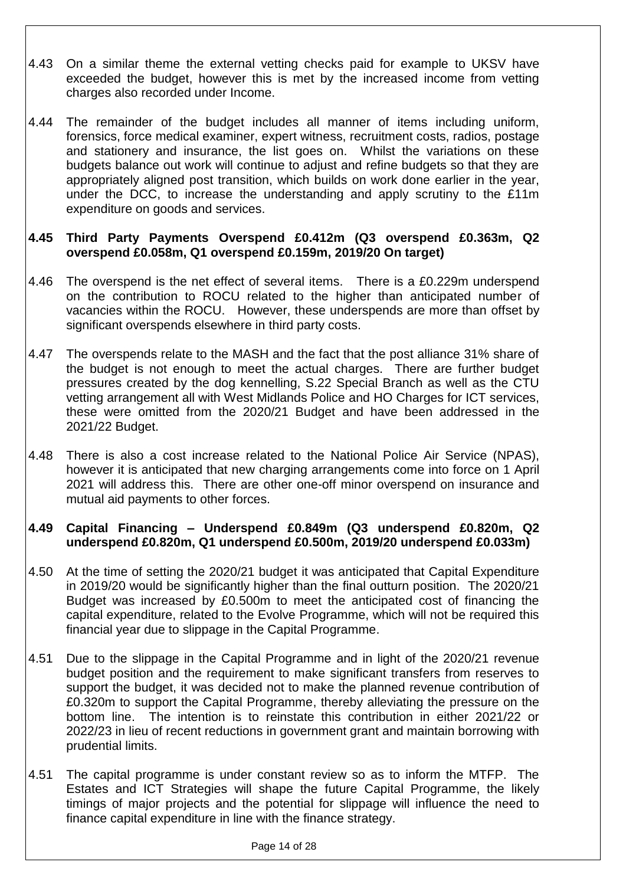4.43 On a similar theme the external vetting checks paid for example to UKSV have exceeded the budget, however this is met by the increased income from vetting charges also recorded under Income.

4.44 The remainder of the budget includes all manner of items including uniform, forensics, force medical examiner, expert witness, recruitment costs, radios, postage and stationery and insurance, the list goes on. Whilst the variations on these budgets balance out work will continue to adjust and refine budgets so that they are appropriately aligned post transition, which builds on work done earlier in the year, under the DCC, to increase the understanding and apply scrutiny to the £11m expenditure on goods and services.

**4.45 Third Party Payments Overspend £0.412m (Q3 overspend £0.363m, Q2 overspend £0.058m, Q1 overspend £0.159m, 2019/20 On target)**

4.46 The overspend is the net effect of several items. There is a £0.229m underspend on the contribution to ROCU related to the higher than anticipated number of vacancies within the ROCU. However, these underspends are more than offset by significant overspends elsewhere in third party costs.

4.47 The overspends relate to the MASH and the fact that the post alliance 31% share of the budget is not enough to meet the actual charges. There are further budget pressures created by the dog kennelling, S.22 Special Branch as well as the CTU vetting arrangement all with West Midlands Police and HO Charges for ICT services, these were omitted from the 2020/21 Budget and have been addressed in the 2021/22 Budget.

4.48 There is also a cost increase related to the National Police Air Service (NPAS), however it is anticipated that new charging arrangements come into force on 1 April 2021 will address this. There are other one-off minor overspend on insurance and mutual aid payments to other forces.

**4.49 Capital Financing – Underspend £0.849m (Q3 underspend £0.820m, Q2 underspend £0.820m, Q1 underspend £0.500m, 2019/20 underspend £0.033m)**

4.50 At the time of setting the 2020/21 budget it was anticipated that Capital Expenditure in 2019/20 would be significantly higher than the final outturn position. The 2020/21 Budget was increased by £0.500m to meet the anticipated cost of financing the capital expenditure, related to the Evolve Programme, which will not be required this financial year due to slippage in the Capital Programme.

4.51 Due to the slippage in the Capital Programme and in light of the 2020/21 revenue budget position and the requirement to make significant transfers from reserves to support the budget, it was decided not to make the planned revenue contribution of £0.320m to support the Capital Programme, thereby alleviating the pressure on the bottom line. The intention is to reinstate this contribution in either 2021/22 or 2022/23 in lieu of recent reductions in government grant and maintain borrowing with prudential limits.

4.51 The capital programme is under constant review so as to inform the MTFP. The Estates and ICT Strategies will shape the future Capital Programme, the likely timings of major projects and the potential for slippage will influence the need to finance capital expenditure in line with the finance strategy.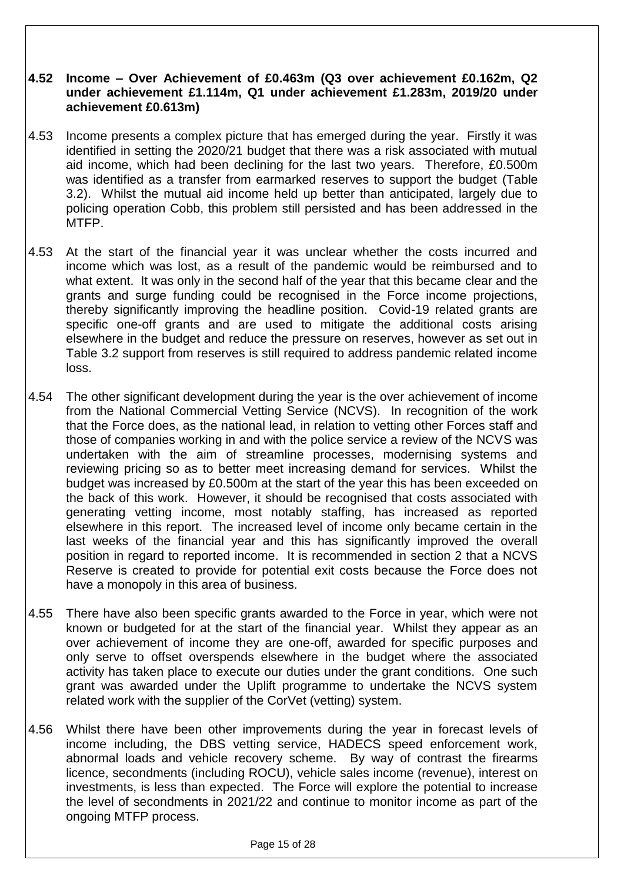**4.52 Income – Over Achievement of £0.463m (Q3 over achievement £0.162m, Q2 under achievement £1.114m, Q1 under achievement £1.283m, 2019/20 under achievement £0.613m)**

4.53 Income presents a complex picture that has emerged during the year. Firstly it was identified in setting the 2020/21 budget that there was a risk associated with mutual aid income, which had been declining for the last two years. Therefore, £0.500m was identified as a transfer from earmarked reserves to support the budget (Table 3.2). Whilst the mutual aid income held up better than anticipated, largely due to policing operation Cobb, this problem still persisted and has been addressed in the MTFP.

4.53 At the start of the financial year it was unclear whether the costs incurred and income which was lost, as a result of the pandemic would be reimbursed and to what extent. It was only in the second half of the year that this became clear and the grants and surge funding could be recognised in the Force income projections, thereby significantly improving the headline position. Covid-19 related grants are specific one-off grants and are used to mitigate the additional costs arising elsewhere in the budget and reduce the pressure on reserves, however as set out in Table 3.2 support from reserves is still required to address pandemic related income loss.

4.54 The other significant development during the year is the over achievement of income from the National Commercial Vetting Service (NCVS). In recognition of the work that the Force does, as the national lead, in relation to vetting other Forces staff and those of companies working in and with the police service a review of the NCVS was undertaken with the aim of streamline processes, modernising systems and reviewing pricing so as to better meet increasing demand for services. Whilst the budget was increased by £0.500m at the start of the year this has been exceeded on the back of this work. However, it should be recognised that costs associated with generating vetting income, most notably staffing, has increased as reported elsewhere in this report. The increased level of income only became certain in the last weeks of the financial year and this has significantly improved the overall position in regard to reported income. It is recommended in section 2 that a NCVS Reserve is created to provide for potential exit costs because the Force does not have a monopoly in this area of business.

4.55 There have also been specific grants awarded to the Force in year, which were not known or budgeted for at the start of the financial year. Whilst they appear as an over achievement of income they are one-off, awarded for specific purposes and only serve to offset overspends elsewhere in the budget where the associated activity has taken place to execute our duties under the grant conditions. One such grant was awarded under the Uplift programme to undertake the NCVS system related work with the supplier of the CorVet (vetting) system.

4.56 Whilst there have been other improvements during the year in forecast levels of income including, the DBS vetting service, HADECS speed enforcement work, abnormal loads and vehicle recovery scheme. By way of contrast the firearms licence, secondments (including ROCU), vehicle sales income (revenue), interest on investments, is less than expected. The Force will explore the potential to increase the level of secondments in 2021/22 and continue to monitor income as part of the ongoing MTFP process.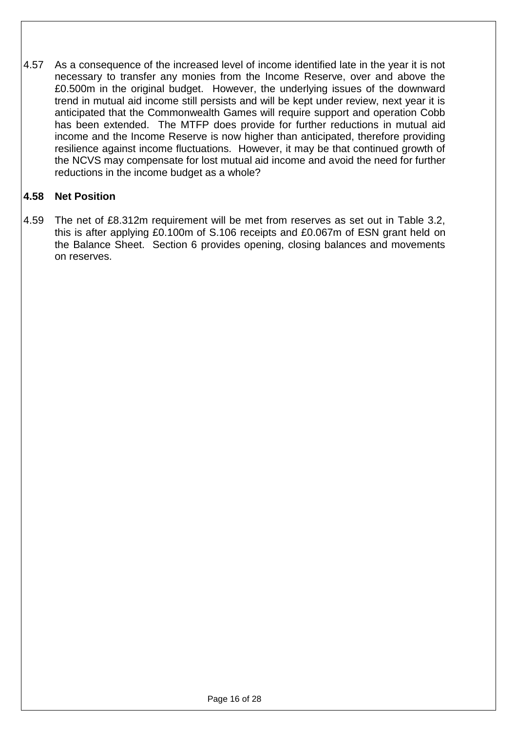4.57 As a consequence of the increased level of income identified late in the year it is not necessary to transfer any monies from the Income Reserve, over and above the £0.500m in the original budget. However, the underlying issues of the downward trend in mutual aid income still persists and will be kept under review, next year it is anticipated that the Commonwealth Games will require support and operation Cobb has been extended. The MTFP does provide for further reductions in mutual aid income and the Income Reserve is now higher than anticipated, therefore providing resilience against income fluctuations. However, it may be that continued growth of the NCVS may compensate for lost mutual aid income and avoid the need for further reductions in the income budget as a whole?

**4.58 Net Position**

4.59 The net of £8.312m requirement will be met from reserves as set out in Table 3.2, this is after applying £0.100m of S.106 receipts and £0.067m of ESN grant held on the Balance Sheet. Section 6 provides opening, closing balances and movements on reserves.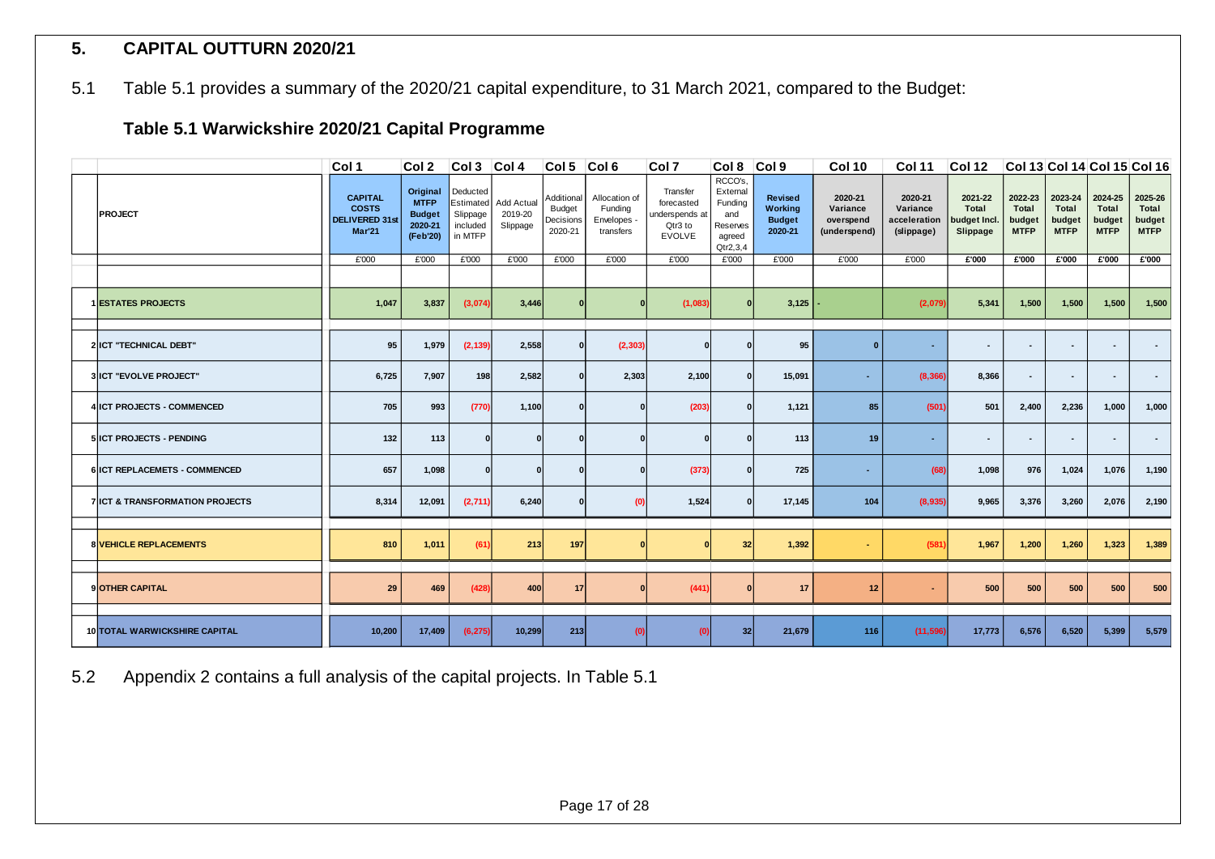## 5. CAPITAL OUTTURN 2020/21

5.1 Table 5.1 provides a summary of the 2020/21 capital expenditure, to 31 March 2021, compared to the Budget:

### Table 5.1 Warwickshire 2020/21 Capital Programme

| | | Col 1 | Col 2 | Col 3 | Col 4 | Col 5 | Col 6 | Col 7 | Col 8 | Col 9 | Col 10 | Col 11 | Col 12 | Col 13 | Col 14 | Col 15 | Col 16 |
|---|---|---|---|---|---|---|---|---|---|---|---|---|---|---|---|---|---|
| | **PROJECT** | **CAPITAL COSTS DELIVERED 31st Mar'21** | **Original MTFP Budget 2020-21 (Feb'20)** | Deducted Estimated Slippage included in MTFP | Add Actual 2019-20 Slippage | Additional Budget Decisions 2020-21 | Allocation of Funding Envelopes - transfers | Transfer forecasted underspends at Qtr3 to EVOLVE | RCCO's, External Funding and Reserves agreed Qtr2,3,4 | **Revised Working Budget 2020-21** | **2020-21 Variance overspend (underspend)** | **2020-21 Variance acceleration (slippage)** | **2021-22 Total budget Incl. Slippage** | **2022-23 Total budget MTFP** | **2023-24 Total budget MTFP** | **2024-25 Total budget MTFP** | **2025-26 Total budget MTFP** |
| | | £'000 | £'000 | £'000 | £'000 | £'000 | £'000 | £'000 | £'000 | £'000 | £'000 | £'000 | **£'000** | **£'000** | **£'000** | **£'000** | **£'000** |
| 1 | **ESTATES PROJECTS** | **1,047** | **3,837** | **(3,074)** | **3,446** | **0** | **0** | **(1,083)** | **0** | **3,125** | - | **(2,079)** | **5,341** | **1,500** | **1,500** | **1,500** | **1,500** |
| 2 | **ICT "TECHNICAL DEBT"** | **95** | **1,979** | **(2,139)** | **2,558** | **0** | **(2,303)** | **0** | **0** | **95** | **0** | - | - | - | - | - | - |
| 3 | **ICT "EVOLVE PROJECT"** | **6,725** | **7,907** | **198** | **2,582** | **0** | **2,303** | **2,100** | **0** | **15,091** | - | **(8,366)** | **8,366** | - | - | - | - |
| 4 | **ICT PROJECTS - COMMENCED** | **705** | **993** | **(770)** | **1,100** | **0** | **0** | **(203)** | **0** | **1,121** | **85** | **(501)** | **501** | **2,400** | **2,236** | **1,000** | **1,000** |
| 5 | **ICT PROJECTS - PENDING** | **132** | **113** | **0** | **0** | **0** | **0** | **0** | **0** | **113** | **19** | - | - | - | - | - | - |
| 6 | **ICT REPLACEMETS - COMMENCED** | **657** | **1,098** | **0** | **0** | **0** | **0** | **(373)** | **0** | **725** | - | **(68)** | **1,098** | **976** | **1,024** | **1,076** | **1,190** |
| 7 | **ICT & TRANSFORMATION PROJECTS** | **8,314** | **12,091** | **(2,711)** | **6,240** | **0** | **(0)** | **1,524** | **0** | **17,145** | **104** | **(8,935)** | **9,965** | **3,376** | **3,260** | **2,076** | **2,190** |
| 8 | **VEHICLE REPLACEMENTS** | **810** | **1,011** | **(61)** | **213** | **197** | **0** | **0** | **32** | **1,392** | - | **(581)** | **1,967** | **1,200** | **1,260** | **1,323** | **1,389** |
| 9 | **OTHER CAPITAL** | **29** | **469** | **(428)** | **400** | **17** | **0** | **(441)** | **0** | **17** | **12** | - | **500** | **500** | **500** | **500** | **500** |
| 10 | **TOTAL WARWICKSHIRE CAPITAL** | **10,200** | **17,409** | **(6,275)** | **10,299** | **213** | **(0)** | **(0)** | **32** | **21,679** | **116** | **(11,596)** | **17,773** | **6,576** | **6,520** | **5,399** | **5,579** |

5.2 Appendix 2 contains a full analysis of the capital projects. In Table 5.1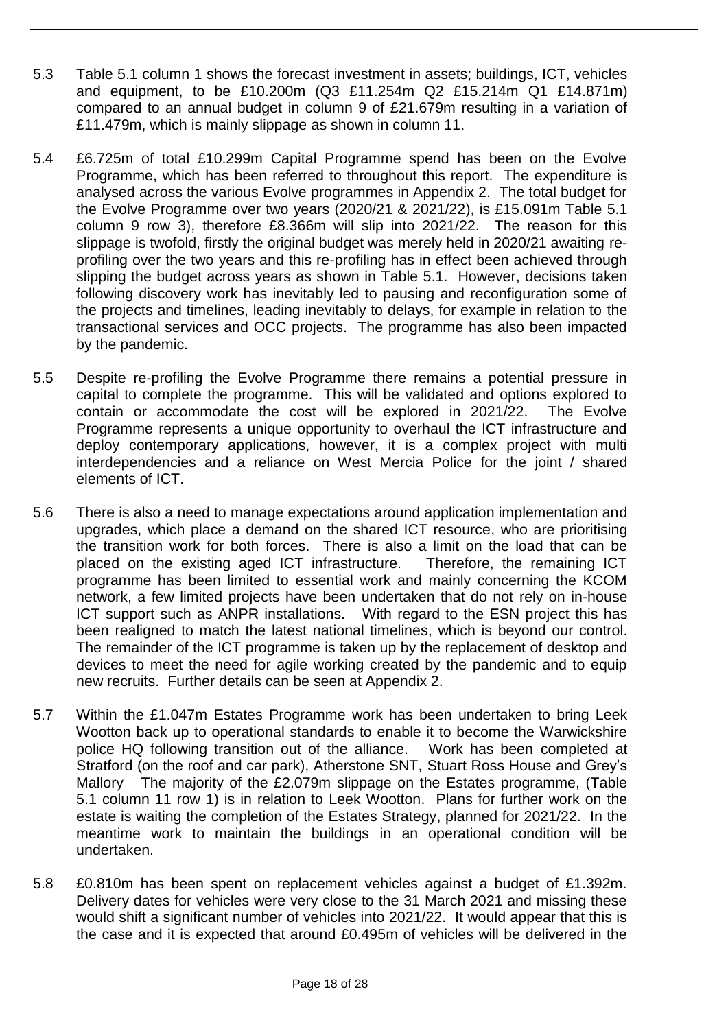5.3 Table 5.1 column 1 shows the forecast investment in assets; buildings, ICT, vehicles and equipment, to be £10.200m (Q3 £11.254m Q2 £15.214m Q1 £14.871m) compared to an annual budget in column 9 of £21.679m resulting in a variation of £11.479m, which is mainly slippage as shown in column 11.

5.4 £6.725m of total £10.299m Capital Programme spend has been on the Evolve Programme, which has been referred to throughout this report. The expenditure is analysed across the various Evolve programmes in Appendix 2. The total budget for the Evolve Programme over two years (2020/21 & 2021/22), is £15.091m Table 5.1 column 9 row 3), therefore £8.366m will slip into 2021/22. The reason for this slippage is twofold, firstly the original budget was merely held in 2020/21 awaiting re-profiling over the two years and this re-profiling has in effect been achieved through slipping the budget across years as shown in Table 5.1. However, decisions taken following discovery work has inevitably led to pausing and reconfiguration some of the projects and timelines, leading inevitably to delays, for example in relation to the transactional services and OCC projects. The programme has also been impacted by the pandemic.

5.5 Despite re-profiling the Evolve Programme there remains a potential pressure in capital to complete the programme. This will be validated and options explored to contain or accommodate the cost will be explored in 2021/22. The Evolve Programme represents a unique opportunity to overhaul the ICT infrastructure and deploy contemporary applications, however, it is a complex project with multi interdependencies and a reliance on West Mercia Police for the joint / shared elements of ICT.

5.6 There is also a need to manage expectations around application implementation and upgrades, which place a demand on the shared ICT resource, who are prioritising the transition work for both forces. There is also a limit on the load that can be placed on the existing aged ICT infrastructure. Therefore, the remaining ICT programme has been limited to essential work and mainly concerning the KCOM network, a few limited projects have been undertaken that do not rely on in-house ICT support such as ANPR installations. With regard to the ESN project this has been realigned to match the latest national timelines, which is beyond our control. The remainder of the ICT programme is taken up by the replacement of desktop and devices to meet the need for agile working created by the pandemic and to equip new recruits. Further details can be seen at Appendix 2.

5.7 Within the £1.047m Estates Programme work has been undertaken to bring Leek Wootton back up to operational standards to enable it to become the Warwickshire police HQ following transition out of the alliance. Work has been completed at Stratford (on the roof and car park), Atherstone SNT, Stuart Ross House and Grey's Mallory The majority of the £2.079m slippage on the Estates programme, (Table 5.1 column 11 row 1) is in relation to Leek Wootton. Plans for further work on the estate is waiting the completion of the Estates Strategy, planned for 2021/22. In the meantime work to maintain the buildings in an operational condition will be undertaken.

5.8 £0.810m has been spent on replacement vehicles against a budget of £1.392m. Delivery dates for vehicles were very close to the 31 March 2021 and missing these would shift a significant number of vehicles into 2021/22. It would appear that this is the case and it is expected that around £0.495m of vehicles will be delivered in the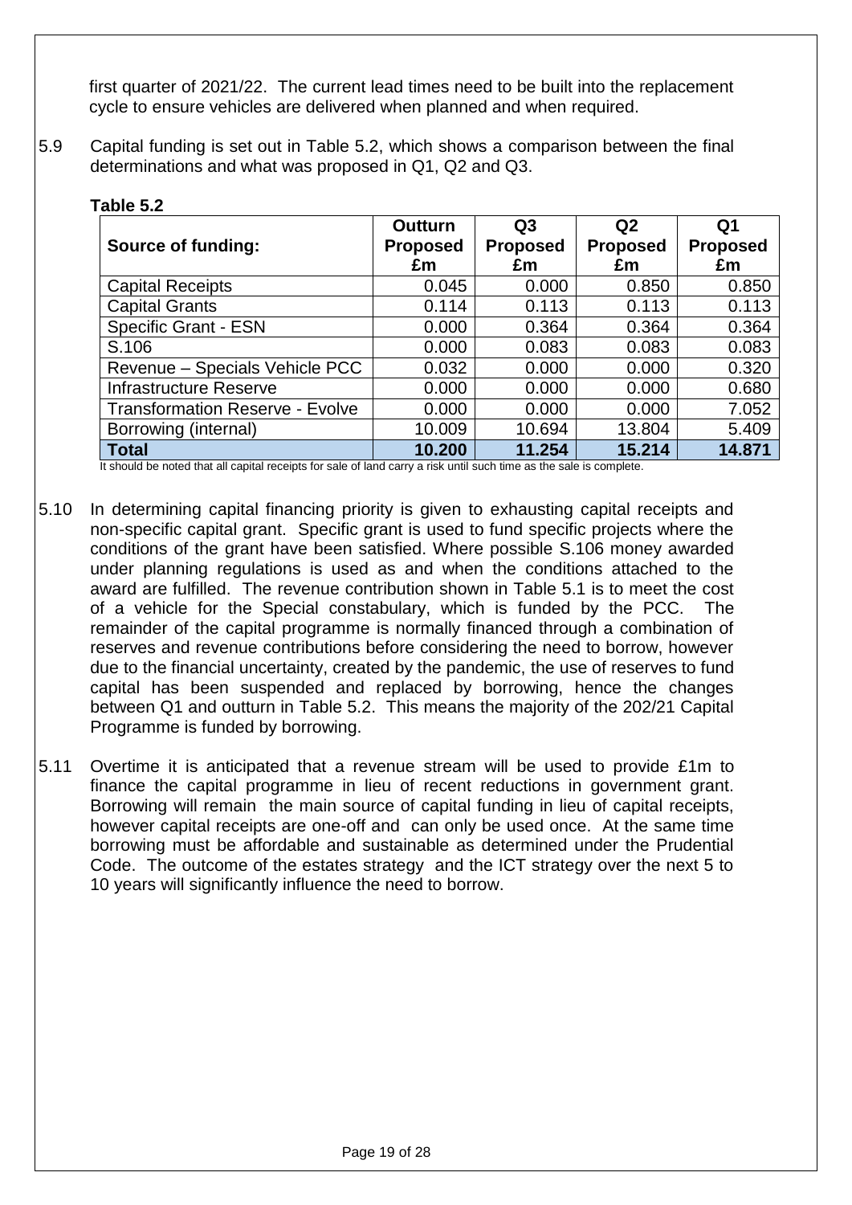first quarter of 2021/22. The current lead times need to be built into the replacement cycle to ensure vehicles are delivered when planned and when required.

5.9 Capital funding is set out in Table 5.2, which shows a comparison between the final determinations and what was proposed in Q1, Q2 and Q3.

**Table 5.2**

| Source of funding: | Outturn Proposed £m | Q3 Proposed £m | Q2 Proposed £m | Q1 Proposed £m |
|---|---|---|---|---|
| Capital Receipts | 0.045 | 0.000 | 0.850 | 0.850 |
| Capital Grants | 0.114 | 0.113 | 0.113 | 0.113 |
| Specific Grant - ESN | 0.000 | 0.364 | 0.364 | 0.364 |
| S.106 | 0.000 | 0.083 | 0.083 | 0.083 |
| Revenue – Specials Vehicle PCC | 0.032 | 0.000 | 0.000 | 0.320 |
| Infrastructure Reserve | 0.000 | 0.000 | 0.000 | 0.680 |
| Transformation Reserve - Evolve | 0.000 | 0.000 | 0.000 | 7.052 |
| Borrowing (internal) | 10.009 | 10.694 | 13.804 | 5.409 |
| **Total** | **10.200** | **11.254** | **15.214** | **14.871** |

It should be noted that all capital receipts for sale of land carry a risk until such time as the sale is complete.

5.10 In determining capital financing priority is given to exhausting capital receipts and non-specific capital grant. Specific grant is used to fund specific projects where the conditions of the grant have been satisfied. Where possible S.106 money awarded under planning regulations is used as and when the conditions attached to the award are fulfilled. The revenue contribution shown in Table 5.1 is to meet the cost of a vehicle for the Special constabulary, which is funded by the PCC. The remainder of the capital programme is normally financed through a combination of reserves and revenue contributions before considering the need to borrow, however due to the financial uncertainty, created by the pandemic, the use of reserves to fund capital has been suspended and replaced by borrowing, hence the changes between Q1 and outturn in Table 5.2. This means the majority of the 202/21 Capital Programme is funded by borrowing.

5.11 Overtime it is anticipated that a revenue stream will be used to provide £1m to finance the capital programme in lieu of recent reductions in government grant. Borrowing will remain the main source of capital funding in lieu of capital receipts, however capital receipts are one-off and can only be used once. At the same time borrowing must be affordable and sustainable as determined under the Prudential Code. The outcome of the estates strategy and the ICT strategy over the next 5 to 10 years will significantly influence the need to borrow.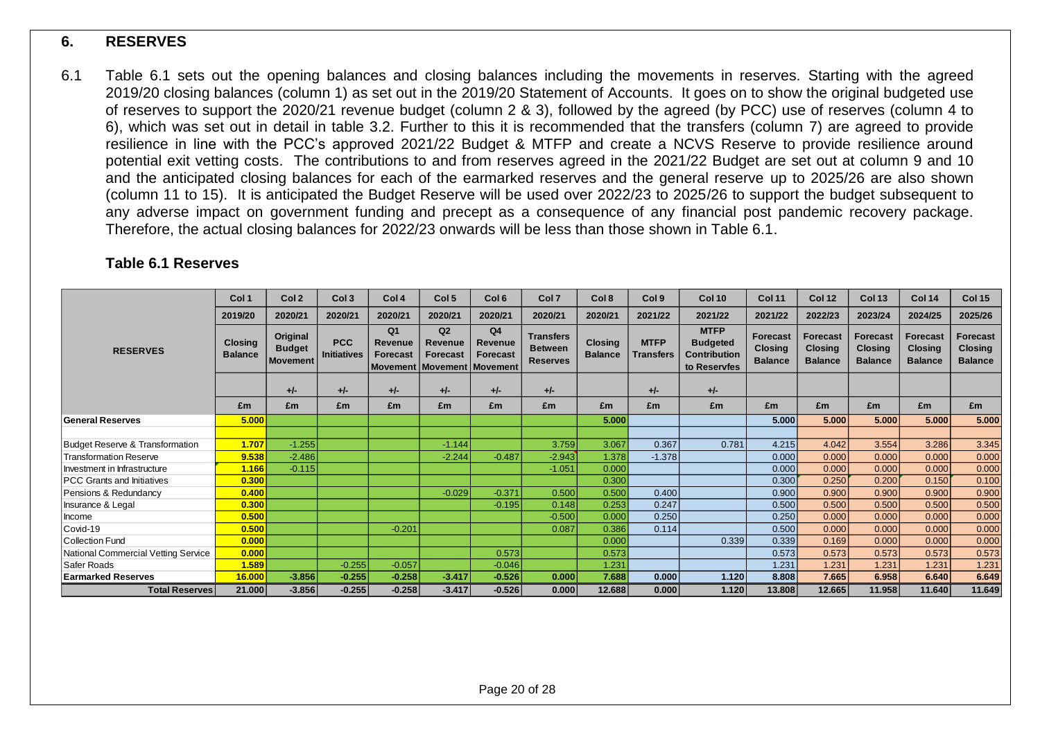## 6. RESERVES

6.1 Table 6.1 sets out the opening balances and closing balances including the movements in reserves. Starting with the agreed 2019/20 closing balances (column 1) as set out in the 2019/20 Statement of Accounts. It goes on to show the original budgeted use of reserves to support the 2020/21 revenue budget (column 2 & 3), followed by the agreed (by PCC) use of reserves (column 4 to 6), which was set out in detail in table 3.2. Further to this it is recommended that the transfers (column 7) are agreed to provide resilience in line with the PCC's approved 2021/22 Budget & MTFP and create a NCVS Reserve to provide resilience around potential exit vetting costs. The contributions to and from reserves agreed in the 2021/22 Budget are set out at column 9 and 10 and the anticipated closing balances for each of the earmarked reserves and the general reserve up to 2025/26 are also shown (column 11 to 15). It is anticipated the Budget Reserve will be used over 2022/23 to 2025/26 to support the budget subsequent to any adverse impact on government funding and precept as a consequence of any financial post pandemic recovery package. Therefore, the actual closing balances for 2022/23 onwards will be less than those shown in Table 6.1.

### Table 6.1 Reserves

| RESERVES | Col 1 | Col 2 | Col 3 | Col 4 | Col 5 | Col 6 | Col 7 | Col 8 | Col 9 | Col 10 | Col 11 | Col 12 | Col 13 | Col 14 | Col 15 |
|---|---|---|---|---|---|---|---|---|---|---|---|---|---|---|---|
| | 2019/20 | 2020/21 | 2020/21 | 2020/21 | 2020/21 | 2020/21 | 2020/21 | 2020/21 | 2021/22 | 2021/22 | 2021/22 | 2022/23 | 2023/24 | 2024/25 | 2025/26 |
| | Closing Balance | Original Budget Movement | PCC Initiatives | Q1 Revenue Forecast Movement | Q2 Revenue Forecast Movement | Q4 Revenue Forecast Movement | Transfers Between Reserves | Closing Balance | MTFP Transfers | MTFP Budgeted Contribution to Reservfes | Forecast Closing Balance | Forecast Closing Balance | Forecast Closing Balance | Forecast Closing Balance | Forecast Closing Balance |
| | | +/- | +/- | +/- | +/- | +/- | +/- | | +/- | +/- | | | | | |
| | £m | £m | £m | £m | £m | £m | £m | £m | £m | £m | £m | £m | £m | £m | £m |
| **General Reserves** | **5.000** | | | | | | | **5.000** | | | **5.000** | **5.000** | **5.000** | **5.000** | **5.000** |
| | | | | | | | | | | | | | | | |
| Budget Reserve & Transformation | **1.707** | -1.255 | | | -1.144 | | 3.759 | 3.067 | 0.367 | 0.781 | 4.215 | 4.042 | 3.554 | 3.286 | 3.345 |
| Transformation Reserve | **9.538** | -2.486 | | | -2.244 | -0.487 | -2.943 | 1.378 | -1.378 | | 0.000 | 0.000 | 0.000 | 0.000 | 0.000 |
| Investment in Infrastructure | **1.166** | -0.115 | | | | | -1.051 | 0.000 | | | 0.000 | 0.000 | 0.000 | 0.000 | 0.000 |
| PCC Grants and Initiatives | **0.300** | | | | | | | 0.300 | | | 0.300 | 0.250 | 0.200 | 0.150 | 0.100 |
| Pensions & Redundancy | **0.400** | | | | -0.029 | -0.371 | 0.500 | 0.500 | 0.400 | | 0.900 | 0.900 | 0.900 | 0.900 | 0.900 |
| Insurance & Legal | **0.300** | | | | | -0.195 | 0.148 | 0.253 | 0.247 | | 0.500 | 0.500 | 0.500 | 0.500 | 0.500 |
| Income | **0.500** | | | | | | -0.500 | 0.000 | 0.250 | | 0.250 | 0.000 | 0.000 | 0.000 | 0.000 |
| Covid-19 | **0.500** | | | -0.201 | | | 0.087 | 0.386 | 0.114 | | 0.500 | 0.000 | 0.000 | 0.000 | 0.000 |
| Collection Fund | **0.000** | | | | | | | 0.000 | | 0.339 | 0.339 | 0.169 | 0.000 | 0.000 | 0.000 |
| National Commercial Vetting Service | **0.000** | | | | | 0.573 | | 0.573 | | | 0.573 | 0.573 | 0.573 | 0.573 | 0.573 |
| Safer Roads | **1.589** | | -0.255 | -0.057 | | -0.046 | | 1.231 | | | 1.231 | 1.231 | 1.231 | 1.231 | 1.231 |
| **Earmarked Reserves** | **16.000** | **-3.856** | **-0.255** | **-0.258** | **-3.417** | **-0.526** | **0.000** | **7.688** | **0.000** | **1.120** | **8.808** | **7.665** | **6.958** | **6.640** | **6.649** |
| **Total Reserves** | **21.000** | **-3.856** | **-0.255** | **-0.258** | **-3.417** | **-0.526** | **0.000** | **12.688** | **0.000** | **1.120** | **13.808** | **12.665** | **11.958** | **11.640** | **11.649** |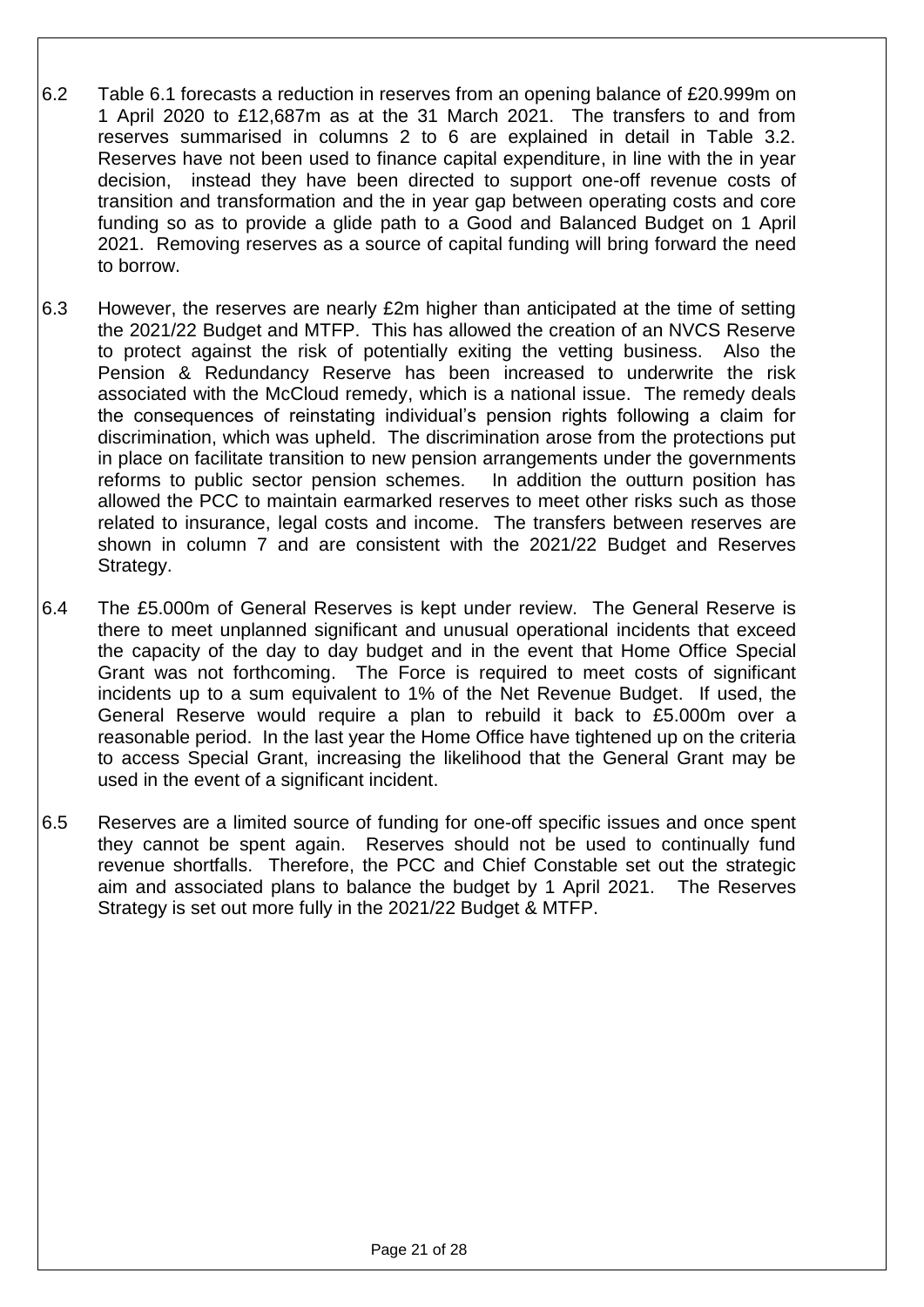6.2 Table 6.1 forecasts a reduction in reserves from an opening balance of £20.999m on 1 April 2020 to £12,687m as at the 31 March 2021. The transfers to and from reserves summarised in columns 2 to 6 are explained in detail in Table 3.2. Reserves have not been used to finance capital expenditure, in line with the in year decision, instead they have been directed to support one-off revenue costs of transition and transformation and the in year gap between operating costs and core funding so as to provide a glide path to a Good and Balanced Budget on 1 April 2021. Removing reserves as a source of capital funding will bring forward the need to borrow.

6.3 However, the reserves are nearly £2m higher than anticipated at the time of setting the 2021/22 Budget and MTFP. This has allowed the creation of an NVCS Reserve to protect against the risk of potentially exiting the vetting business. Also the Pension & Redundancy Reserve has been increased to underwrite the risk associated with the McCloud remedy, which is a national issue. The remedy deals the consequences of reinstating individual's pension rights following a claim for discrimination, which was upheld. The discrimination arose from the protections put in place on facilitate transition to new pension arrangements under the governments reforms to public sector pension schemes. In addition the outturn position has allowed the PCC to maintain earmarked reserves to meet other risks such as those related to insurance, legal costs and income. The transfers between reserves are shown in column 7 and are consistent with the 2021/22 Budget and Reserves Strategy.

6.4 The £5.000m of General Reserves is kept under review. The General Reserve is there to meet unplanned significant and unusual operational incidents that exceed the capacity of the day to day budget and in the event that Home Office Special Grant was not forthcoming. The Force is required to meet costs of significant incidents up to a sum equivalent to 1% of the Net Revenue Budget. If used, the General Reserve would require a plan to rebuild it back to £5.000m over a reasonable period. In the last year the Home Office have tightened up on the criteria to access Special Grant, increasing the likelihood that the General Grant may be used in the event of a significant incident.

6.5 Reserves are a limited source of funding for one-off specific issues and once spent they cannot be spent again. Reserves should not be used to continually fund revenue shortfalls. Therefore, the PCC and Chief Constable set out the strategic aim and associated plans to balance the budget by 1 April 2021. The Reserves Strategy is set out more fully in the 2021/22 Budget & MTFP.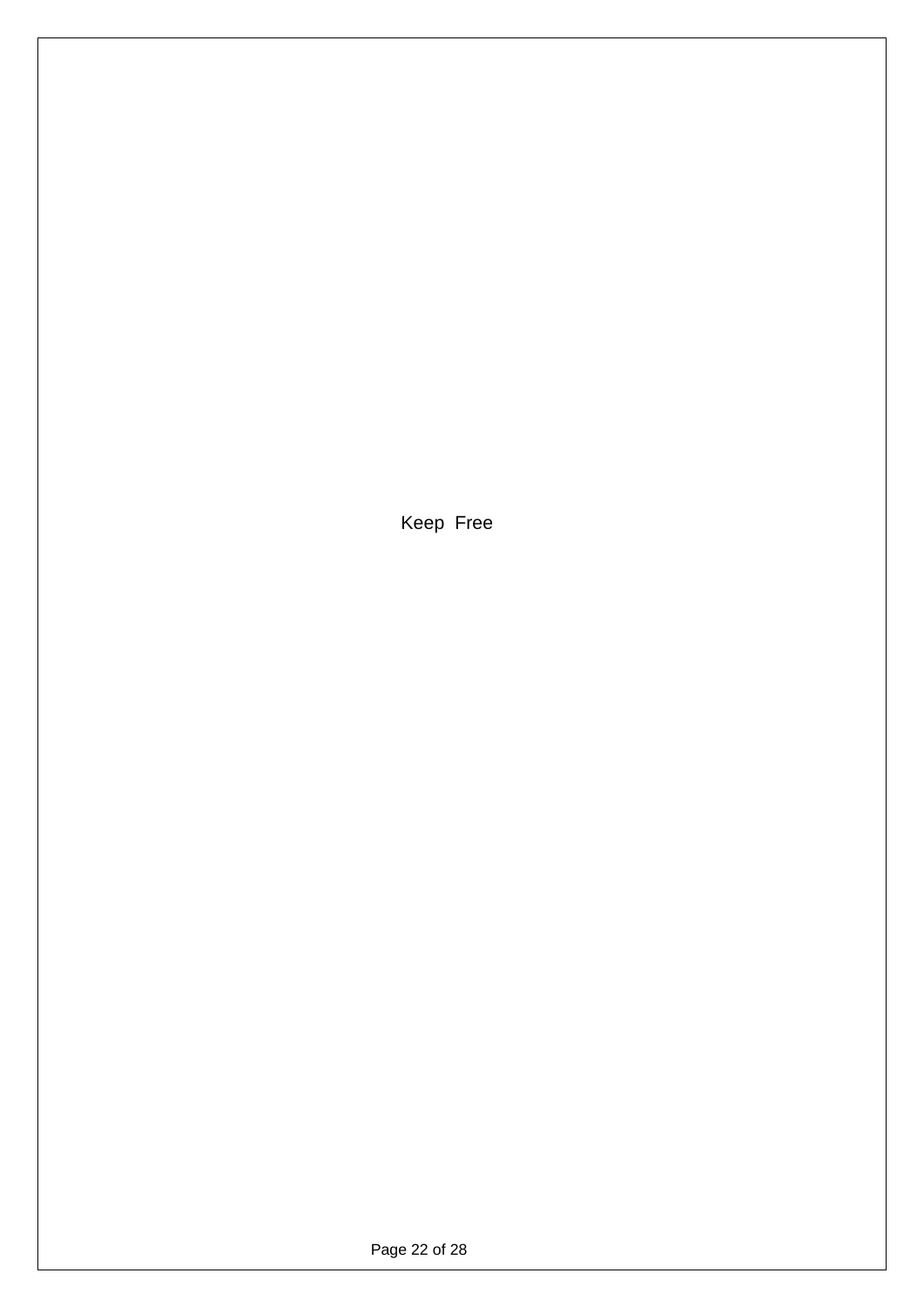Keep Free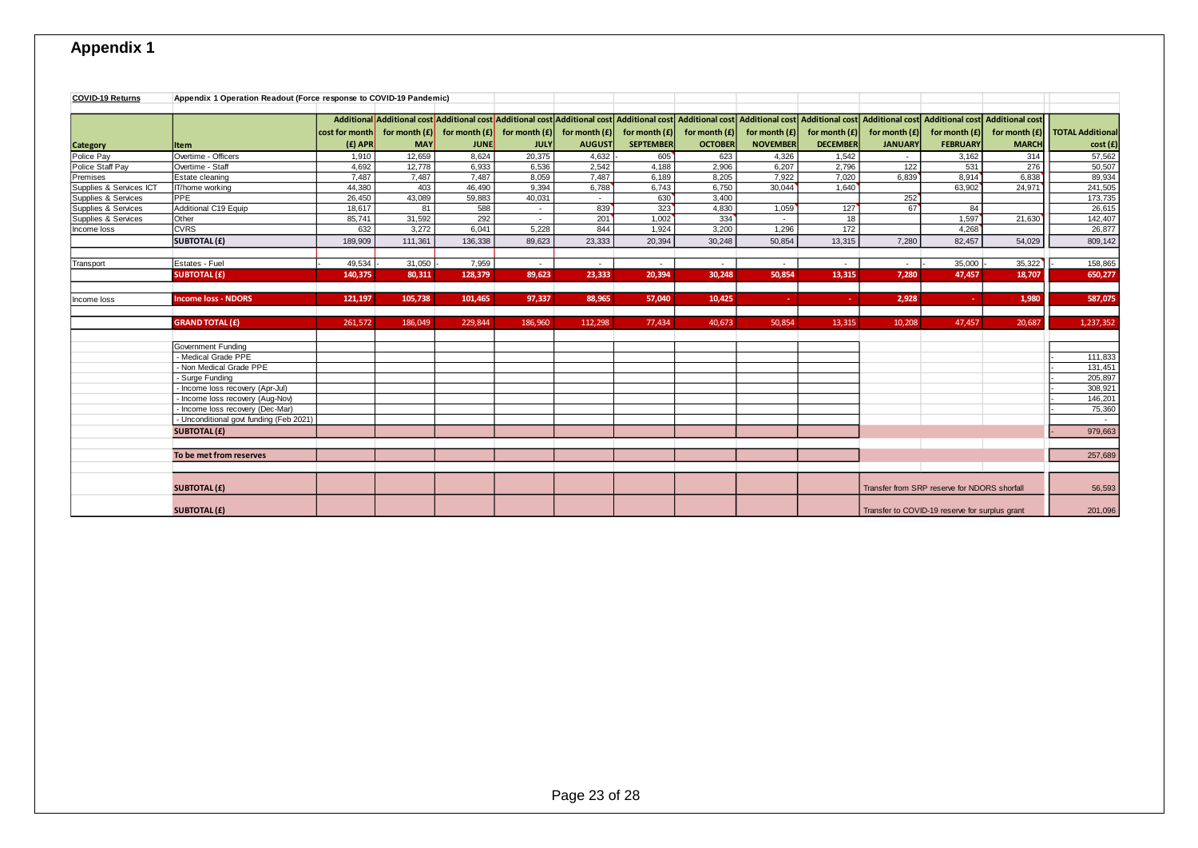# Appendix 1

| COVID-19 Returns | Appendix 1 Operation Readout (Force response to COVID-19 Pandemic) | | | | | | | | | | | | | |
|---|---|---|---|---|---|---|---|---|---|---|---|---|---|---|
| **Category** | **Item** | **Additional cost for month (£) APR** | **Additional cost for month (£) MAY** | **Additional cost for month (£) JUNE** | **Additional cost for month (£) JULY** | **Additional cost for month (£) AUGUST** | **Additional cost for month (£) SEPTEMBER** | **Additional cost for month (£) OCTOBER** | **Additional cost for month (£) NOVEMBER** | **Additional cost for month (£) DECEMBER** | **Additional cost for month (£) JANUARY** | **Additional cost for month (£) FEBRUARY** | **Additional cost for month (£) MARCH** | **TOTAL Additional cost (£)** |
| Police Pay | Overtime - Officers | 1,910 | 12,659 | 8,624 | 20,375 | 4,632 | - 605 | 623 | 4,326 | 1,542 | - | 3,162 | 314 | 57,562 |
| Police Staff Pay | Overtime - Staff | 4,692 | 12,778 | 6,933 | 6,536 | 2,542 | 4,188 | 2,906 | 6,207 | 2,796 | 122 | 531 | 276 | 50,507 |
| Premises | Estate cleaning | 7,487 | 7,487 | 7,487 | 8,059 | 7,487 | 6,189 | 8,205 | 7,922 | 7,020 | 6,839 | 8,914 | 6,838 | 89,934 |
| Supplies & Services ICT | IT/home working | 44,380 | 403 | 46,490 | 9,394 | 6,788 | 6,743 | 6,750 | 30,044 | 1,640 | | 63,902 | 24,971 | 241,505 |
| Supplies & Services | PPE | 26,450 | 43,089 | 59,883 | 40,031 | - | 630 | 3,400 | | | 252 | | | 173,735 |
| Supplies & Services | Additional C19 Equip | 18,617 | 81 | 588 | - | 839 | 323 | 4,830 | 1,059 | 127 | 67 | 84 | | 26,615 |
| Supplies & Services | Other | 85,741 | 31,592 | 292 | - | 201 | 1,002 | 334 | - | 18 | | 1,597 | 21,630 | 142,407 |
| Income loss | CVRS | 632 | 3,272 | 6,041 | 5,228 | 844 | 1,924 | 3,200 | 1,296 | 172 | | 4,268 | | 26,877 |
| | **SUBTOTAL (£)** | 189,909 | 111,361 | 136,338 | 89,623 | 23,333 | 20,394 | 30,248 | 50,854 | 13,315 | 7,280 | 82,457 | 54,029 | 809,142 |
| | | | | | | | | | | | | | | |
| Transport | Estates - Fuel | - 49,534 | - 31,050 | - 7,959 | - | - | - | - | - | - | - | - 35,000 | - 35,322 | - 158,865 |
| | **SUBTOTAL (£)** | **140,375** | **80,311** | **128,379** | **89,623** | **23,333** | **20,394** | **30,248** | **50,854** | **13,315** | **7,280** | **47,457** | **18,707** | **650,277** |
| | | | | | | | | | | | | | | |
| Income loss | **Income loss - NDORS** | **121,197** | **105,738** | **101,465** | **97,337** | **88,965** | **57,040** | **10,425** | - | - | **2,928** | - | **1,980** | **587,075** |
| | | | | | | | | | | | | | | |
| | **GRAND TOTAL (£)** | 261,572 | 186,049 | 229,844 | 186,960 | 112,298 | 77,434 | 40,673 | 50,854 | 13,315 | 10,208 | 47,457 | 20,687 | 1,237,352 |
| | | | | | | | | | | | | | | |
| | Government Funding | | | | | | | | | | | | | |
| | - Medical Grade PPE | | | | | | | | | | | | | - 111,833 |
| | - Non Medical Grade PPE | | | | | | | | | | | | | - 131,451 |
| | - Surge Funding | | | | | | | | | | | | | - 205,897 |
| | - Income loss recovery (Apr-Jul) | | | | | | | | | | | | | - 308,921 |
| | - Income loss recovery (Aug-Nov) | | | | | | | | | | | | | - 146,201 |
| | - Income loss recovery (Dec-Mar) | | | | | | | | | | | | | - 75,360 |
| | - Unconditional govt funding (Feb 2021) | | | | | | | | | | | | | - |
| | **SUBTOTAL (£)** | | | | | | | | | | | | | - 979,663 |
| | | | | | | | | | | | | | | |
| | **To be met from reserves** | | | | | | | | | | | | | 257,689 |
| | | | | | | | | | | | | | | |
| | **SUBTOTAL (£)** | | | | | | | | | | Transfer from SRP reserve for NDORS shorfall | | | 56,593 |
| | **SUBTOTAL (£)** | | | | | | | | | | Transfer to COVID-19 reserve for surplus grant | | | 201,096 |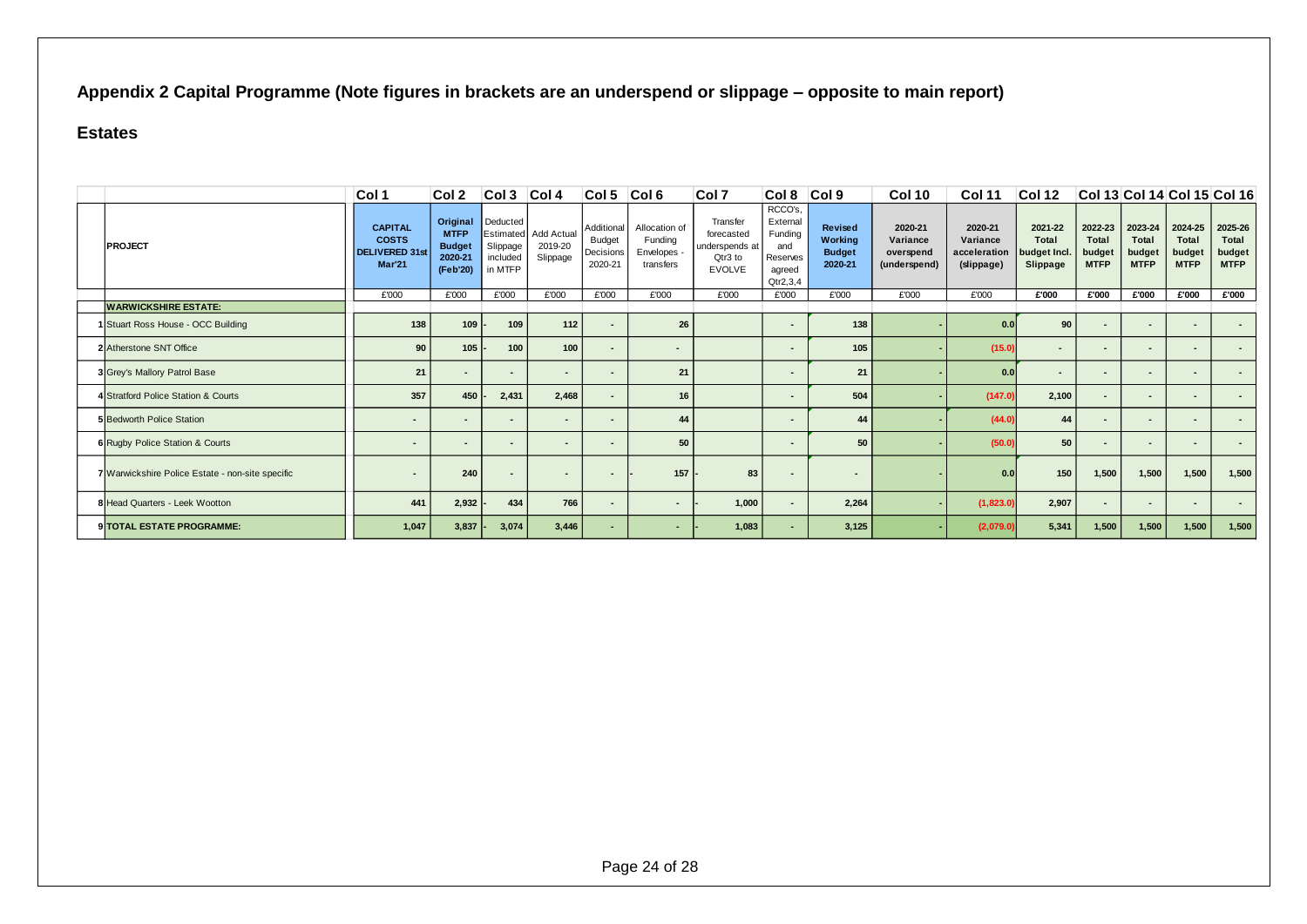## Appendix 2 Capital Programme (Note figures in brackets are an underspend or slippage – opposite to main report)

### Estates

| | PROJECT | Col 1 | Col 2 | Col 3 | Col 4 | Col 5 | Col 6 | Col 7 | Col 8 | Col 9 | Col 10 | Col 11 | Col 12 | Col 13 | Col 14 | Col 15 | Col 16 |
|---|---|---|---|---|---|---|---|---|---|---|---|---|---|---|---|---|---|
| | | **CAPITAL COSTS DELIVERED 31st Mar'21** | **Original MTFP Budget 2020-21 (Feb'20)** | Deducted Estimated Slippage included in MTFP | Add Actual 2019-20 Slippage | Additional Budget Decisions 2020-21 | Allocation of Funding Envelopes - transfers | Transfer forecasted underspends at Qtr3 to EVOLVE | RCCO's, External Funding and Reserves agreed Qtr2,3,4 | **Revised Working Budget 2020-21** | **2020-21 Variance overspend (underspend)** | **2020-21 Variance acceleration (slippage)** | **2021-22 Total budget Incl. Slippage** | **2022-23 Total budget MTFP** | **2023-24 Total budget MTFP** | **2024-25 Total budget MTFP** | **2025-26 Total budget MTFP** |
| | | £'000 | £'000 | £'000 | £'000 | £'000 | £'000 | £'000 | £'000 | £'000 | £'000 | £'000 | £'000 | £'000 | £'000 | £'000 | £'000 |
| | **WARWICKSHIRE ESTATE:** | | | | | | | | | | | | | | | | |
| 1 | Stuart Ross House - OCC Building | 138 | 109 | - 109 | 112 | - | 26 | | - | 138 | - | 0.0 | 90 | - | - | - | - |
| 2 | Atherstone SNT Office | 90 | 105 | - 100 | 100 | - | - | | - | 105 | - | (15.0) | - | - | - | - | - |
| 3 | Grey's Mallory Patrol Base | 21 | - | - | - | - | 21 | | - | 21 | - | 0.0 | - | - | - | - | - |
| 4 | Stratford Police Station & Courts | 357 | 450 | - 2,431 | 2,468 | - | 16 | | - | 504 | - | (147.0) | 2,100 | - | - | - | - |
| 5 | Bedworth Police Station | - | - | - | - | - | 44 | | - | 44 | - | (44.0) | 44 | - | - | - | - |
| 6 | Rugby Police Station & Courts | - | - | - | - | - | 50 | | - | 50 | - | (50.0) | 50 | - | - | - | - |
| 7 | Warwickshire Police Estate - non-site specific | - | 240 | - | - | - | - 157 | - 83 | - | - | - | 0.0 | 150 | 1,500 | 1,500 | 1,500 | 1,500 |
| 8 | Head Quarters - Leek Wootton | 441 | 2,932 | - 434 | 766 | - | - | - 1,000 | - | 2,264 | - | (1,823.0) | 2,907 | - | - | - | - |
| 9 | **TOTAL ESTATE PROGRAMME:** | 1,047 | 3,837 | - 3,074 | 3,446 | - | - | - 1,083 | - | 3,125 | - | (2,079.0) | 5,341 | 1,500 | 1,500 | 1,500 | 1,500 |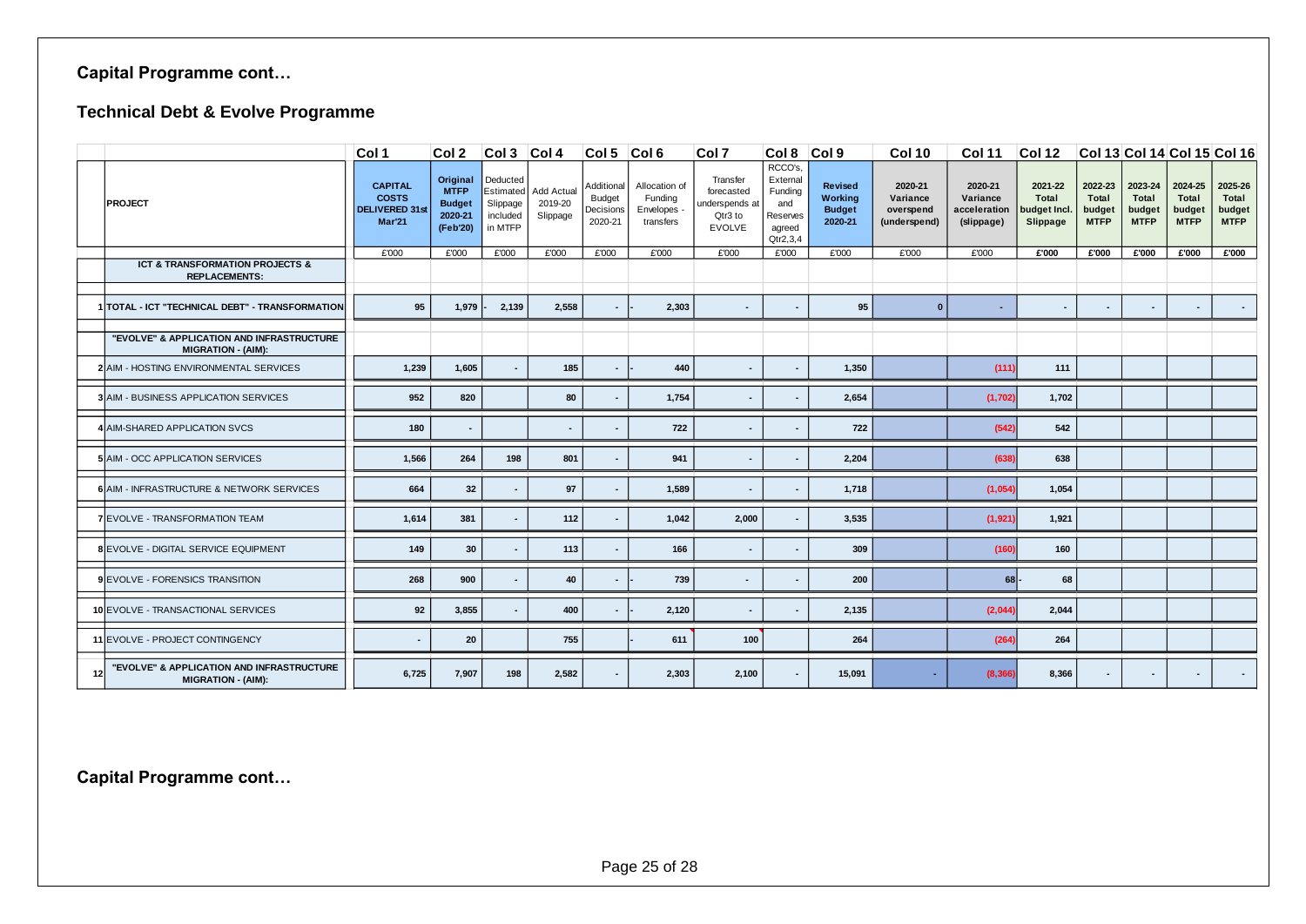## Capital Programme cont…

### Technical Debt & Evolve Programme

| | | Col 1 | Col 2 | Col 3 | Col 4 | Col 5 | Col 6 | Col 7 | Col 8 | Col 9 | Col 10 | Col 11 | Col 12 | Col 13 | Col 14 | Col 15 | Col 16 |
|---|---|---|---|---|---|---|---|---|---|---|---|---|---|---|---|---|---|
| | PROJECT | CAPITAL COSTS DELIVERED 31st Mar'21 | Original MTFP Budget 2020-21 (Feb'20) | Deducted Estimated Slippage included in MTFP | Add Actual 2019-20 Slippage | Additional Budget Decisions 2020-21 | Allocation of Funding Envelopes - transfers | Transfer forecasted underspends at Qtr3 to EVOLVE | RCCO's, External Funding and Reserves agreed Qtr2,3,4 | Revised Working Budget 2020-21 | 2020-21 Variance overspend (underspend) | 2020-21 Variance acceleration (slippage) | 2021-22 Total budget Incl. Slippage | 2022-23 Total budget MTFP | 2023-24 Total budget MTFP | 2024-25 Total budget MTFP | 2025-26 Total budget MTFP |
| | | £'000 | £'000 | £'000 | £'000 | £'000 | £'000 | £'000 | £'000 | £'000 | £'000 | £'000 | £'000 | £'000 | £'000 | £'000 | £'000 |
| | **ICT & TRANSFORMATION PROJECTS & REPLACEMENTS:** | | | | | | | | | | | | | | | | |
| 1 | **TOTAL - ICT "TECHNICAL DEBT" - TRANSFORMATION** | 95 | 1,979 | - 2,139 | 2,558 | - | - 2,303 | - | - | 95 | 0 | - | - | - | - | - | - |
| | **"EVOLVE" & APPLICATION AND INFRASTRUCTURE MIGRATION - (AIM):** | | | | | | | | | | | | | | | | |
| 2 | AIM - HOSTING ENVIRONMENTAL SERVICES | 1,239 | 1,605 | - | 185 | - | - 440 | - | - | 1,350 | | (111) | 111 | | | | |
| 3 | AIM - BUSINESS APPLICATION SERVICES | 952 | 820 | | 80 | - | 1,754 | - | - | 2,654 | | (1,702) | 1,702 | | | | |
| 4 | AIM-SHARED APPLICATION SVCS | 180 | - | | - | - | 722 | - | - | 722 | | (542) | 542 | | | | |
| 5 | AIM - OCC APPLICATION SERVICES | 1,566 | 264 | 198 | 801 | - | 941 | - | - | 2,204 | | (638) | 638 | | | | |
| 6 | AIM - INFRASTRUCTURE & NETWORK SERVICES | 664 | 32 | - | 97 | - | 1,589 | - | - | 1,718 | | (1,054) | 1,054 | | | | |
| 7 | EVOLVE - TRANSFORMATION TEAM | 1,614 | 381 | - | 112 | - | 1,042 | 2,000 | - | 3,535 | | (1,921) | 1,921 | | | | |
| 8 | EVOLVE - DIGITAL SERVICE EQUIPMENT | 149 | 30 | - | 113 | - | 166 | - | - | 309 | | (160) | 160 | | | | |
| 9 | EVOLVE - FORENSICS TRANSITION | 268 | 900 | - | 40 | - | - 739 | - | - | 200 | | 68 | - 68 | | | | |
| 10 | EVOLVE - TRANSACTIONAL SERVICES | 92 | 3,855 | - | 400 | - | - 2,120 | - | - | 2,135 | | (2,044) | 2,044 | | | | |
| 11 | EVOLVE - PROJECT CONTINGENCY | - | 20 | | 755 | | - 611 | 100 | | 264 | | (264) | 264 | | | | |
| 12 | **"EVOLVE" & APPLICATION AND INFRASTRUCTURE MIGRATION - (AIM):** | 6,725 | 7,907 | 198 | 2,582 | - | 2,303 | 2,100 | - | 15,091 | - | (8,366) | 8,366 | - | - | - | - |

## Capital Programme cont…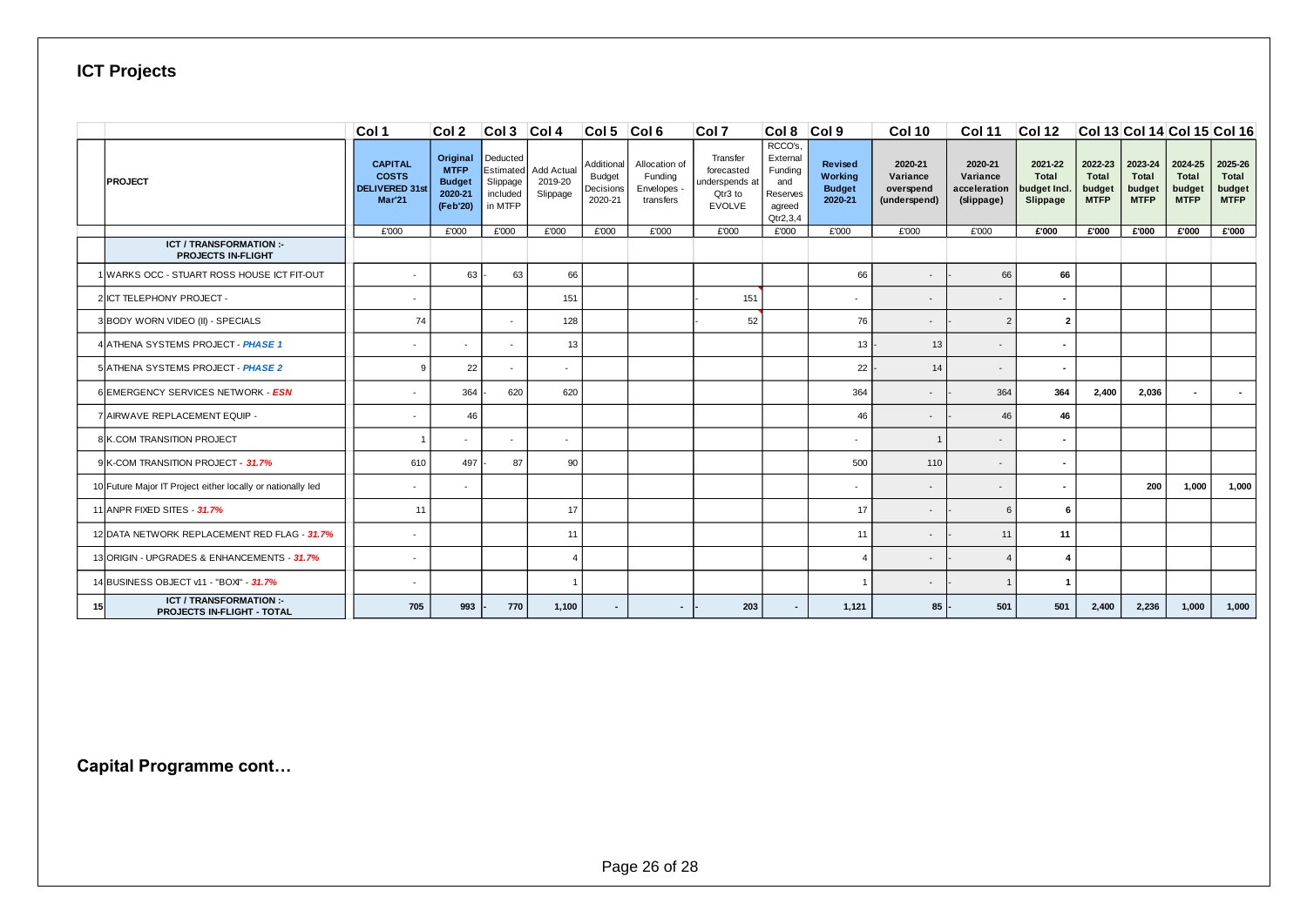## ICT Projects

| | | Col 1 | Col 2 | Col 3 | Col 4 | Col 5 | Col 6 | Col 7 | Col 8 | Col 9 | Col 10 | Col 11 | Col 12 | Col 13 | Col 14 | Col 15 | Col 16 |
|---|---|---|---|---|---|---|---|---|---|---|---|---|---|---|---|---|---|
| | **PROJECT** | **CAPITAL COSTS DELIVERED 31st Mar'21** | **Original MTFP Budget 2020-21 (Feb'20)** | Deducted Estimated Slippage included in MTFP | Add Actual 2019-20 Slippage | Additional Budget Decisions 2020-21 | Allocation of Funding Envelopes - transfers | Transfer forecasted underspends at Qtr3 to EVOLVE | RCCO's, External Funding and Reserves agreed Qtr2,3,4 | **Revised Working Budget 2020-21** | **2020-21 Variance overspend (underspend)** | **2020-21 Variance acceleration (slippage)** | **2021-22 Total budget Incl. Slippage** | **2022-23 Total budget MTFP** | **2023-24 Total budget MTFP** | **2024-25 Total budget MTFP** | **2025-26 Total budget MTFP** |
| | | £'000 | £'000 | £'000 | £'000 | £'000 | £'000 | £'000 | £'000 | £'000 | £'000 | £'000 | **£'000** | **£'000** | **£'000** | **£'000** | **£'000** |
| | **ICT / TRANSFORMATION :- PROJECTS IN-FLIGHT** | | | | | | | | | | | | | | | | |
| 1 | WARKS OCC - STUART ROSS HOUSE ICT FIT-OUT | - | 63 | - 63 | 66 | | | | | 66 | - | - 66 | **66** | | | | |
| 2 | ICT TELEPHONY PROJECT - | - | | | 151 | | | - 151 | | - | - | - | **-** | | | | |
| 3 | BODY WORN VIDEO (II) - SPECIALS | 74 | | - | 128 | | | - 52 | | 76 | - | - 2 | **2** | | | | |
| 4 | ATHENA SYSTEMS PROJECT - ***PHASE 1*** | - | - | - | 13 | | | | | 13 | - 13 | - | **-** | | | | |
| 5 | ATHENA SYSTEMS PROJECT - ***PHASE 2*** | 9 | 22 | - | - | | | | | 22 | - 14 | - | **-** | | | | |
| 6 | EMERGENCY SERVICES NETWORK - ***ESN*** | - | 364 | - 620 | 620 | | | | | 364 | - | - 364 | **364** | **2,400** | **2,036** | **-** | **-** |
| 7 | AIRWAVE REPLACEMENT EQUIP - | - | 46 | | | | | | | 46 | - | - 46 | **46** | | | | |
| 8 | K.COM TRANSITION PROJECT | 1 | - | - | - | | | | | - | 1 | - | **-** | | | | |
| 9 | K-COM TRANSITION PROJECT - ***31.7%*** | 610 | 497 | - 87 | 90 | | | | | 500 | 110 | - | **-** | | | | |
| 10 | Future Major IT Project either locally or nationally led | - | - | | | | | | | - | - | - | **-** | | **200** | **1,000** | **1,000** |
| 11 | ANPR FIXED SITES - ***31.7%*** | 11 | | | 17 | | | | | 17 | - | - 6 | **6** | | | | |
| 12 | DATA NETWORK REPLACEMENT RED FLAG - ***31.7%*** | - | | | 11 | | | | | 11 | - | - 11 | **11** | | | | |
| 13 | ORIGIN - UPGRADES & ENHANCEMENTS - ***31.7%*** | - | | | 4 | | | | | 4 | - | - 4 | **4** | | | | |
| 14 | BUSINESS OBJECT v11 - "BOXI" - ***31.7%*** | - | | | 1 | | | | | 1 | - | - 1 | **1** | | | | |
| **15** | **ICT / TRANSFORMATION :- PROJECTS IN-FLIGHT - TOTAL** | **705** | **993** | **- 770** | **1,100** | **-** | **-** | **- 203** | **-** | **1,121** | **85** | **- 501** | **501** | **2,400** | **2,236** | **1,000** | **1,000** |

**Capital Programme cont…**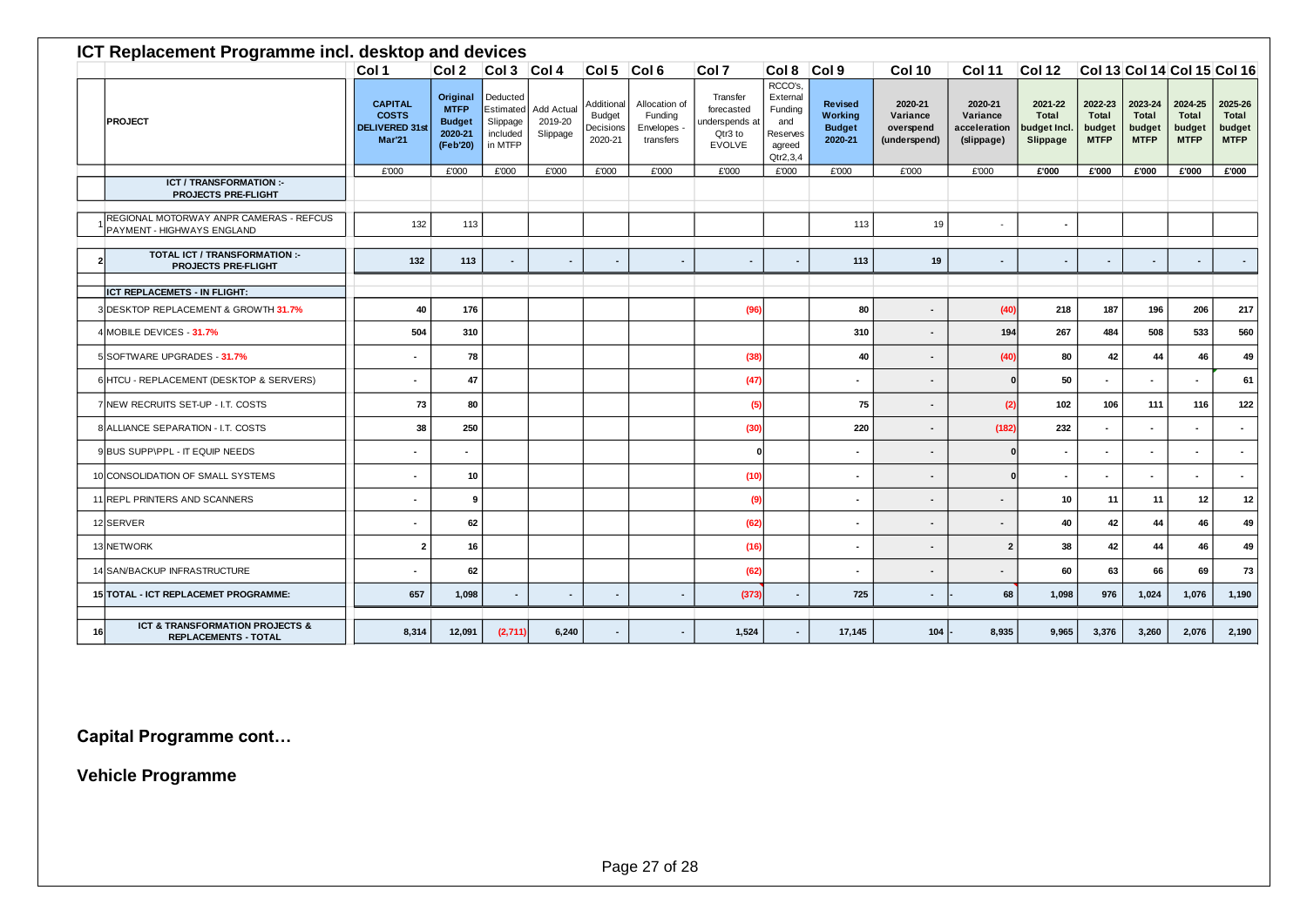## ICT Replacement Programme incl. desktop and devices

| | PROJECT | Col 1<br>CAPITAL COSTS DELIVERED 31st Mar'21 | Col 2<br>Original MTFP Budget 2020-21 (Feb'20) | Col 3<br>Deducted Estimated Slippage included in MTFP | Col 4<br>Add Actual 2019-20 Slippage | Col 5<br>Additional Budget Decisions 2020-21 | Col 6<br>Allocation of Funding Envelopes - transfers | Col 7<br>Transfer forecasted underspends at Qtr3 to EVOLVE | Col 8<br>RCCO's, External Funding and Reserves agreed Qtr2,3,4 | Col 9<br>Revised Working Budget 2020-21 | Col 10<br>2020-21 Variance overspend (underspend) | Col 11<br>2020-21 Variance acceleration (slippage) | Col 12<br>2021-22 Total budget Incl. Slippage | Col 13<br>2022-23 Total budget MTFP | Col 14<br>2023-24 Total budget MTFP | Col 15<br>2024-25 Total budget MTFP | Col 16<br>2025-26 Total budget MTFP |
|---|---|---|---|---|---|---|---|---|---|---|---|---|---|---|---|---|---|
| | | £'000 | £'000 | £'000 | £'000 | £'000 | £'000 | £'000 | £'000 | £'000 | £'000 | £'000 | £'000 | £'000 | £'000 | £'000 | £'000 |
| | **ICT / TRANSFORMATION :- PROJECTS PRE-FLIGHT** | | | | | | | | | | | | | | | | |
| 1 | REGIONAL MOTORWAY ANPR CAMERAS - REFCUS PAYMENT - HIGHWAYS ENGLAND | 132 | 113 | | | | | | | 113 | 19 | - | - | | | | |
| 2 | **TOTAL ICT / TRANSFORMATION :- PROJECTS PRE-FLIGHT** | **132** | **113** | - | - | - | - | - | - | **113** | **19** | - | - | - | - | - | - |
| | **ICT REPLACEMETS - IN FLIGHT:** | | | | | | | | | | | | | | | | |
| 3 | DESKTOP REPLACEMENT & GROWTH **31.7%** | 40 | 176 | | | | | (96) | | 80 | - | (40) | 218 | 187 | 196 | 206 | 217 |
| 4 | MOBILE DEVICES - **31.7%** | 504 | 310 | | | | | | | 310 | - | 194 | 267 | 484 | 508 | 533 | 560 |
| 5 | SOFTWARE UPGRADES - **31.7%** | - | 78 | | | | | (38) | | 40 | - | (40) | 80 | 42 | 44 | 46 | 49 |
| 6 | HTCU - REPLACEMENT (DESKTOP & SERVERS) | - | 47 | | | | | (47) | | - | - | 0 | 50 | - | - | - | 61 |
| 7 | NEW RECRUITS SET-UP - I.T. COSTS | 73 | 80 | | | | | (5) | | 75 | - | (2) | 102 | 106 | 111 | 116 | 122 |
| 8 | ALLIANCE SEPARATION - I.T. COSTS | 38 | 250 | | | | | (30) | | 220 | - | (182) | 232 | - | - | - | - |
| 9 | BUS SUPP\PPL - IT EQUIP NEEDS | - | - | | | | | 0 | | - | - | 0 | - | - | - | - | - |
| 10 | CONSOLIDATION OF SMALL SYSTEMS | - | 10 | | | | | (10) | | - | - | 0 | - | - | - | - | - |
| 11 | REPL PRINTERS AND SCANNERS | - | 9 | | | | | (9) | | - | - | - | 10 | 11 | 11 | 12 | 12 |
| 12 | SERVER | - | 62 | | | | | (62) | | - | - | - | 40 | 42 | 44 | 46 | 49 |
| 13 | NETWORK | 2 | 16 | | | | | (16) | | - | - | 2 | 38 | 42 | 44 | 46 | 49 |
| 14 | SAN/BACKUP INFRASTRUCTURE | - | 62 | | | | | (62) | | - | - | - | 60 | 63 | 66 | 69 | 73 |
| 15 | **TOTAL - ICT REPLACEMET PROGRAMME:** | **657** | **1,098** | - | - | - | - | **(373)** | - | **725** | - | **68** | **1,098** | **976** | **1,024** | **1,076** | **1,190** |
| 16 | **ICT & TRANSFORMATION PROJECTS & REPLACEMENTS - TOTAL** | **8,314** | **12,091** | **(2,711)** | **6,240** | - | - | **1,524** | - | **17,145** | **104** | **8,935** | **9,965** | **3,376** | **3,260** | **2,076** | **2,190** |

**Capital Programme cont…**

**Vehicle Programme**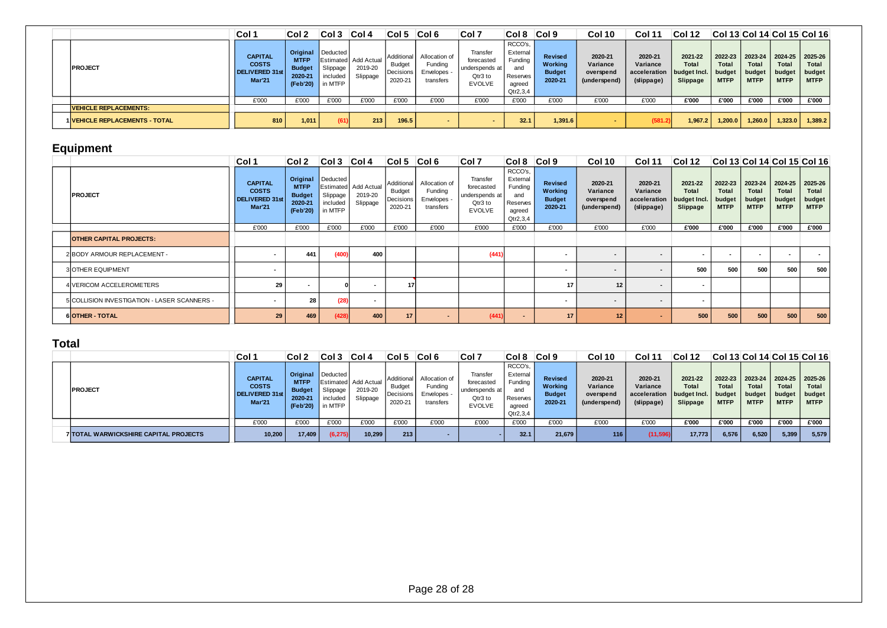| | PROJECT | Col 1 CAPITAL COSTS DELIVERED 31st Mar'21 | Col 2 Original MTFP Budget 2020-21 (Feb'20) | Col 3 Deducted Estimated Slippage included in MTFP | Col 4 Add Actual 2019-20 Slippage | Col 5 Additional Budget Decisions 2020-21 | Col 6 Allocation of Funding Envelopes - transfers | Col 7 Transfer forecasted underspends at Qtr3 to EVOLVE | Col 8 RCCO's, External Funding and Reserves agreed Qtr2,3,4 | Col 9 Revised Working Budget 2020-21 | Col 10 2020-21 Variance overspend (underspend) | Col 11 2020-21 Variance acceleration (slippage) | Col 12 2021-22 Total budget Incl. Slippage | Col 13 2022-23 Total budget MTFP | Col 14 2023-24 Total budget MTFP | Col 15 2024-25 Total budget MTFP | Col 16 2025-26 Total budget MTFP |
|---|---|---|---|---|---|---|---|---|---|---|---|---|---|---|---|---|---|
| | | £'000 | £'000 | £'000 | £'000 | £'000 | £'000 | £'000 | £'000 | £'000 | £'000 | £'000 | £'000 | £'000 | £'000 | £'000 | £'000 |
| | VEHICLE REPLACEMENTS: | | | | | | | | | | | | | | | | |
| 1 | VEHICLE REPLACEMENTS - TOTAL | 810 | 1,011 | (61) | 213 | 196.5 | - | - | 32.1 | 1,391.6 | - | (581.2) | 1,967.2 | 1,200.0 | 1,260.0 | 1,323.0 | 1,389.2 |

## Equipment

| | PROJECT | Col 1 CAPITAL COSTS DELIVERED 31st Mar'21 | Col 2 Original MTFP Budget 2020-21 (Feb'20) | Col 3 Deducted Estimated Slippage included in MTFP | Col 4 Add Actual 2019-20 Slippage | Col 5 Additional Budget Decisions 2020-21 | Col 6 Allocation of Funding Envelopes - transfers | Col 7 Transfer forecasted underspends at Qtr3 to EVOLVE | Col 8 RCCO's, External Funding and Reserves agreed Qtr2,3,4 | Col 9 Revised Working Budget 2020-21 | Col 10 2020-21 Variance overspend (underspend) | Col 11 2020-21 Variance acceleration (slippage) | Col 12 2021-22 Total budget Incl. Slippage | Col 13 2022-23 Total budget MTFP | Col 14 2023-24 Total budget MTFP | Col 15 2024-25 Total budget MTFP | Col 16 2025-26 Total budget MTFP |
|---|---|---|---|---|---|---|---|---|---|---|---|---|---|---|---|---|---|
| | | £'000 | £'000 | £'000 | £'000 | £'000 | £'000 | £'000 | £'000 | £'000 | £'000 | £'000 | £'000 | £'000 | £'000 | £'000 | £'000 |
| | OTHER CAPITAL PROJECTS: | | | | | | | | | | | | | | | | |
| 2 | BODY ARMOUR REPLACEMENT - | - | 441 | (400) | 400 | | | (441) | | - | - | - | - | - | - | - | - |
| 3 | OTHER EQUIPMENT | - | | | | | | | | - | - | - | 500 | 500 | 500 | 500 | 500 |
| 4 | VERICOM ACCELEROMETERS | 29 | - | 0 | - | 17 | | | | 17 | 12 | - | - | | | | |
| 5 | COLLISION INVESTIGATION - LASER SCANNERS - | - | 28 | (28) | - | | | | | - | - | - | - | | | | |
| 6 | OTHER - TOTAL | 29 | 469 | (428) | 400 | 17 | - | (441) | - | 17 | 12 | - | 500 | 500 | 500 | 500 | 500 |

## Total

| | PROJECT | Col 1 CAPITAL COSTS DELIVERED 31st Mar'21 | Col 2 Original MTFP Budget 2020-21 (Feb'20) | Col 3 Deducted Estimated Slippage included in MTFP | Col 4 Add Actual 2019-20 Slippage | Col 5 Additional Budget Decisions 2020-21 | Col 6 Allocation of Funding Envelopes - transfers | Col 7 Transfer forecasted underspends at Qtr3 to EVOLVE | Col 8 RCCO's, External Funding and Reserves agreed Qtr2,3,4 | Col 9 Revised Working Budget 2020-21 | Col 10 2020-21 Variance overspend (underspend) | Col 11 2020-21 Variance acceleration (slippage) | Col 12 2021-22 Total budget Incl. Slippage | Col 13 2022-23 Total budget MTFP | Col 14 2023-24 Total budget MTFP | Col 15 2024-25 Total budget MTFP | Col 16 2025-26 Total budget MTFP |
|---|---|---|---|---|---|---|---|---|---|---|---|---|---|---|---|---|---|
| | | £'000 | £'000 | £'000 | £'000 | £'000 | £'000 | £'000 | £'000 | £'000 | £'000 | £'000 | £'000 | £'000 | £'000 | £'000 | £'000 |
| 7 | TOTAL WARWICKSHIRE CAPITAL PROJECTS | 10,200 | 17,409 | (6,275) | 10,299 | 213 | - | - | 32.1 | 21,679 | 116 | (11,596) | 17,773 | 6,576 | 6,520 | 5,399 | 5,579 |